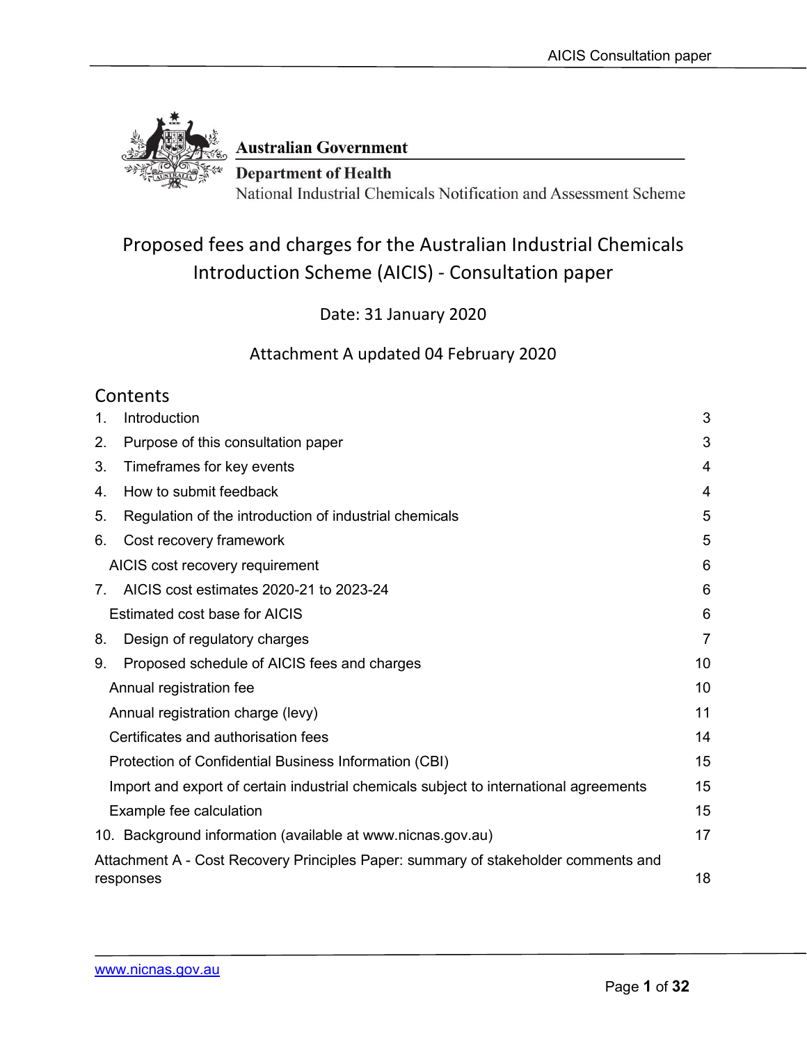Australian Government

Department of Health

National Industrial Chemicals Notification and Assessment Scheme

# Proposed fees and charges for the Australian Industrial Chemicals Introduction Scheme (AICIS) - Consultation paper

Date: 31 January 2020

Attachment A updated 04 February 2020

## Contents

| | |
|---|---|
| 1. Introduction | 3 |
| 2. Purpose of this consultation paper | 3 |
| 3. Timeframes for key events | 4 |
| 4. How to submit feedback | 4 |
| 5. Regulation of the introduction of industrial chemicals | 5 |
| 6. Cost recovery framework | 5 |
| AICIS cost recovery requirement | 6 |
| 7. AICIS cost estimates 2020-21 to 2023-24 | 6 |
| Estimated cost base for AICIS | 6 |
| 8. Design of regulatory charges | 7 |
| 9. Proposed schedule of AICIS fees and charges | 10 |
| Annual registration fee | 10 |
| Annual registration charge (levy) | 11 |
| Certificates and authorisation fees | 14 |
| Protection of Confidential Business Information (CBI) | 15 |
| Import and export of certain industrial chemicals subject to international agreements | 15 |
| Example fee calculation | 15 |
| 10. Background information (available at www.nicnas.gov.au) | 17 |
| Attachment A - Cost Recovery Principles Paper: summary of stakeholder comments and responses | 18 |

www.nicnas.gov.au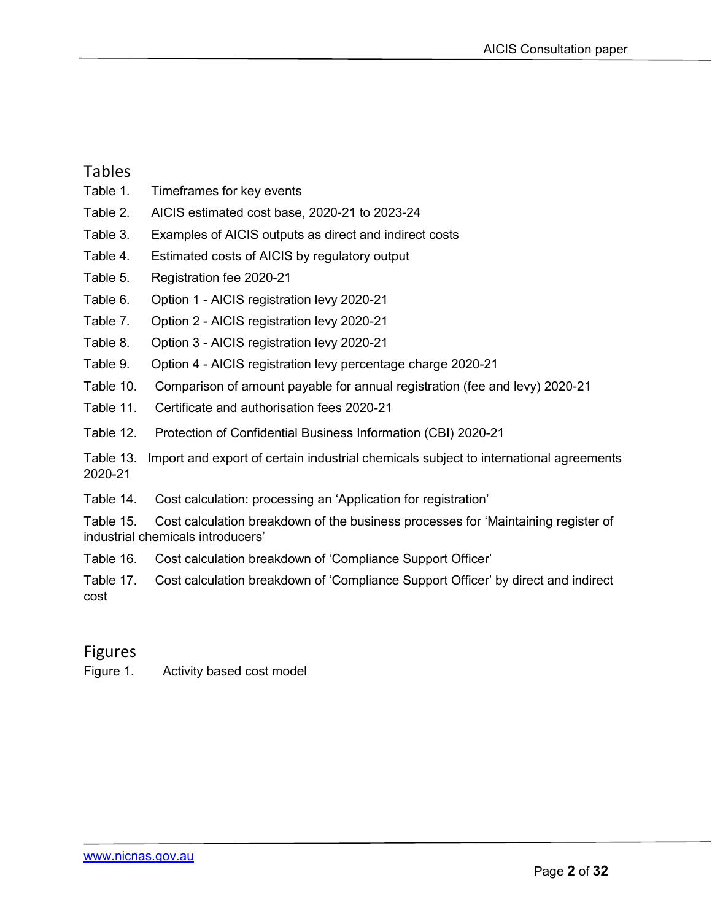## Tables

Table 1. Timeframes for key events

Table 2. AICIS estimated cost base, 2020-21 to 2023-24

Table 3. Examples of AICIS outputs as direct and indirect costs

Table 4. Estimated costs of AICIS by regulatory output

Table 5. Registration fee 2020-21

Table 6. Option 1 - AICIS registration levy 2020-21

Table 7. Option 2 - AICIS registration levy 2020-21

Table 8. Option 3 - AICIS registration levy 2020-21

Table 9. Option 4 - AICIS registration levy percentage charge 2020-21

Table 10. Comparison of amount payable for annual registration (fee and levy) 2020-21

Table 11. Certificate and authorisation fees 2020-21

Table 12. Protection of Confidential Business Information (CBI) 2020-21

Table 13. Import and export of certain industrial chemicals subject to international agreements 2020-21

Table 14. Cost calculation: processing an 'Application for registration'

Table 15. Cost calculation breakdown of the business processes for 'Maintaining register of industrial chemicals introducers'

Table 16. Cost calculation breakdown of 'Compliance Support Officer'

Table 17. Cost calculation breakdown of 'Compliance Support Officer' by direct and indirect cost

## Figures

Figure 1. Activity based cost model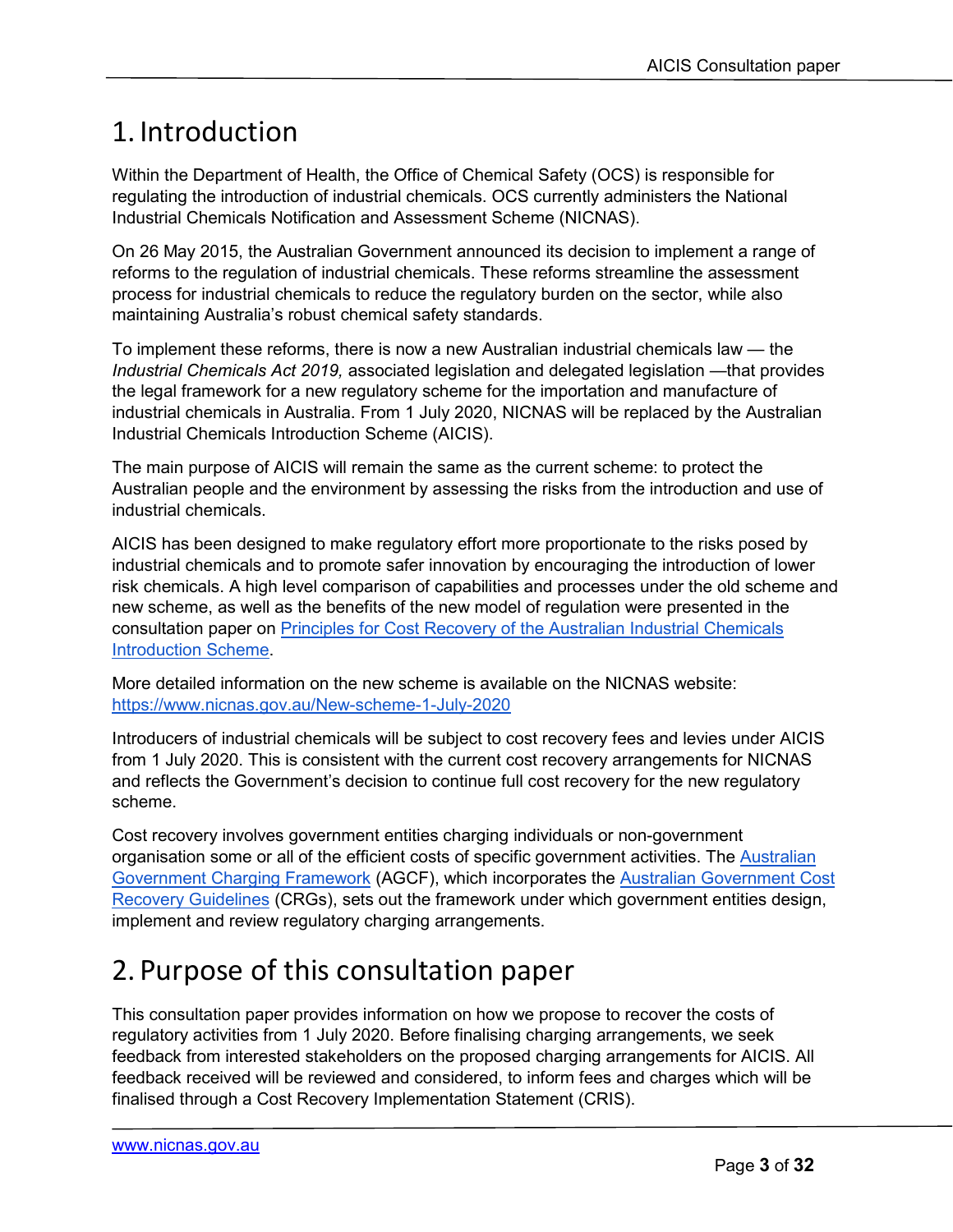# 1. Introduction

Within the Department of Health, the Office of Chemical Safety (OCS) is responsible for regulating the introduction of industrial chemicals. OCS currently administers the National Industrial Chemicals Notification and Assessment Scheme (NICNAS).

On 26 May 2015, the Australian Government announced its decision to implement a range of reforms to the regulation of industrial chemicals. These reforms streamline the assessment process for industrial chemicals to reduce the regulatory burden on the sector, while also maintaining Australia's robust chemical safety standards.

To implement these reforms, there is now a new Australian industrial chemicals law — the *Industrial Chemicals Act 2019,* associated legislation and delegated legislation —that provides the legal framework for a new regulatory scheme for the importation and manufacture of industrial chemicals in Australia. From 1 July 2020, NICNAS will be replaced by the Australian Industrial Chemicals Introduction Scheme (AICIS).

The main purpose of AICIS will remain the same as the current scheme: to protect the Australian people and the environment by assessing the risks from the introduction and use of industrial chemicals.

AICIS has been designed to make regulatory effort more proportionate to the risks posed by industrial chemicals and to promote safer innovation by encouraging the introduction of lower risk chemicals. A high level comparison of capabilities and processes under the old scheme and new scheme, as well as the benefits of the new model of regulation were presented in the consultation paper on [Principles for Cost Recovery of the Australian Industrial Chemicals Introduction Scheme](#).

More detailed information on the new scheme is available on the NICNAS website: [https://www.nicnas.gov.au/New-scheme-1-July-2020](https://www.nicnas.gov.au/New-scheme-1-July-2020)

Introducers of industrial chemicals will be subject to cost recovery fees and levies under AICIS from 1 July 2020. This is consistent with the current cost recovery arrangements for NICNAS and reflects the Government's decision to continue full cost recovery for the new regulatory scheme.

Cost recovery involves government entities charging individuals or non-government organisation some or all of the efficient costs of specific government activities. The [Australian Government Charging Framework](#) (AGCF), which incorporates the [Australian Government Cost Recovery Guidelines](#) (CRGs), sets out the framework under which government entities design, implement and review regulatory charging arrangements.

# 2. Purpose of this consultation paper

This consultation paper provides information on how we propose to recover the costs of regulatory activities from 1 July 2020. Before finalising charging arrangements, we seek feedback from interested stakeholders on the proposed charging arrangements for AICIS. All feedback received will be reviewed and considered, to inform fees and charges which will be finalised through a Cost Recovery Implementation Statement (CRIS).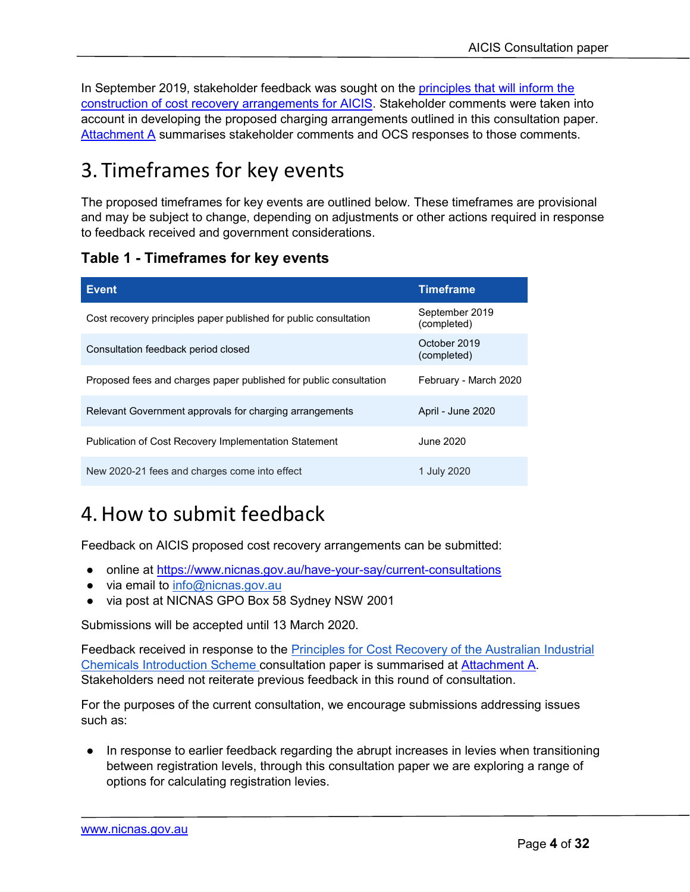In September 2019, stakeholder feedback was sought on the principles that will inform the construction of cost recovery arrangements for AICIS. Stakeholder comments were taken into account in developing the proposed charging arrangements outlined in this consultation paper. Attachment A summarises stakeholder comments and OCS responses to those comments.

# 3. Timeframes for key events

The proposed timeframes for key events are outlined below. These timeframes are provisional and may be subject to change, depending on adjustments or other actions required in response to feedback received and government considerations.

### Table 1 - Timeframes for key events

| Event | Timeframe |
|---|---|
| Cost recovery principles paper published for public consultation | September 2019 (completed) |
| Consultation feedback period closed | October 2019 (completed) |
| Proposed fees and charges paper published for public consultation | February - March 2020 |
| Relevant Government approvals for charging arrangements | April - June 2020 |
| Publication of Cost Recovery Implementation Statement | June 2020 |
| New 2020-21 fees and charges come into effect | 1 July 2020 |

# 4. How to submit feedback

Feedback on AICIS proposed cost recovery arrangements can be submitted:

- online at https://www.nicnas.gov.au/have-your-say/current-consultations
- via email to info@nicnas.gov.au
- via post at NICNAS GPO Box 58 Sydney NSW 2001

Submissions will be accepted until 13 March 2020.

Feedback received in response to the Principles for Cost Recovery of the Australian Industrial Chemicals Introduction Scheme consultation paper is summarised at Attachment A. Stakeholders need not reiterate previous feedback in this round of consultation.

For the purposes of the current consultation, we encourage submissions addressing issues such as:

- In response to earlier feedback regarding the abrupt increases in levies when transitioning between registration levels, through this consultation paper we are exploring a range of options for calculating registration levies.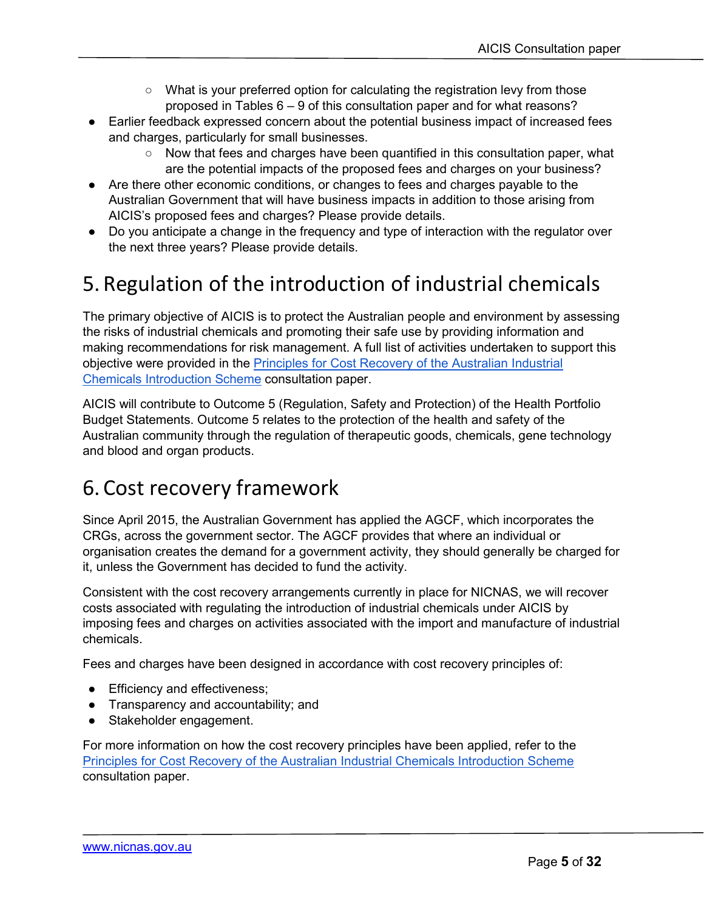- What is your preferred option for calculating the registration levy from those proposed in Tables 6 – 9 of this consultation paper and for what reasons?
- Earlier feedback expressed concern about the potential business impact of increased fees and charges, particularly for small businesses.
  - Now that fees and charges have been quantified in this consultation paper, what are the potential impacts of the proposed fees and charges on your business?
- Are there other economic conditions, or changes to fees and charges payable to the Australian Government that will have business impacts in addition to those arising from AICIS's proposed fees and charges? Please provide details.
- Do you anticipate a change in the frequency and type of interaction with the regulator over the next three years? Please provide details.

# 5. Regulation of the introduction of industrial chemicals

The primary objective of AICIS is to protect the Australian people and environment by assessing the risks of industrial chemicals and promoting their safe use by providing information and making recommendations for risk management. A full list of activities undertaken to support this objective were provided in the Principles for Cost Recovery of the Australian Industrial Chemicals Introduction Scheme consultation paper.

AICIS will contribute to Outcome 5 (Regulation, Safety and Protection) of the Health Portfolio Budget Statements. Outcome 5 relates to the protection of the health and safety of the Australian community through the regulation of therapeutic goods, chemicals, gene technology and blood and organ products.

# 6. Cost recovery framework

Since April 2015, the Australian Government has applied the AGCF, which incorporates the CRGs, across the government sector. The AGCF provides that where an individual or organisation creates the demand for a government activity, they should generally be charged for it, unless the Government has decided to fund the activity.

Consistent with the cost recovery arrangements currently in place for NICNAS, we will recover costs associated with regulating the introduction of industrial chemicals under AICIS by imposing fees and charges on activities associated with the import and manufacture of industrial chemicals.

Fees and charges have been designed in accordance with cost recovery principles of:

- Efficiency and effectiveness;
- Transparency and accountability; and
- Stakeholder engagement.

For more information on how the cost recovery principles have been applied, refer to the Principles for Cost Recovery of the Australian Industrial Chemicals Introduction Scheme consultation paper.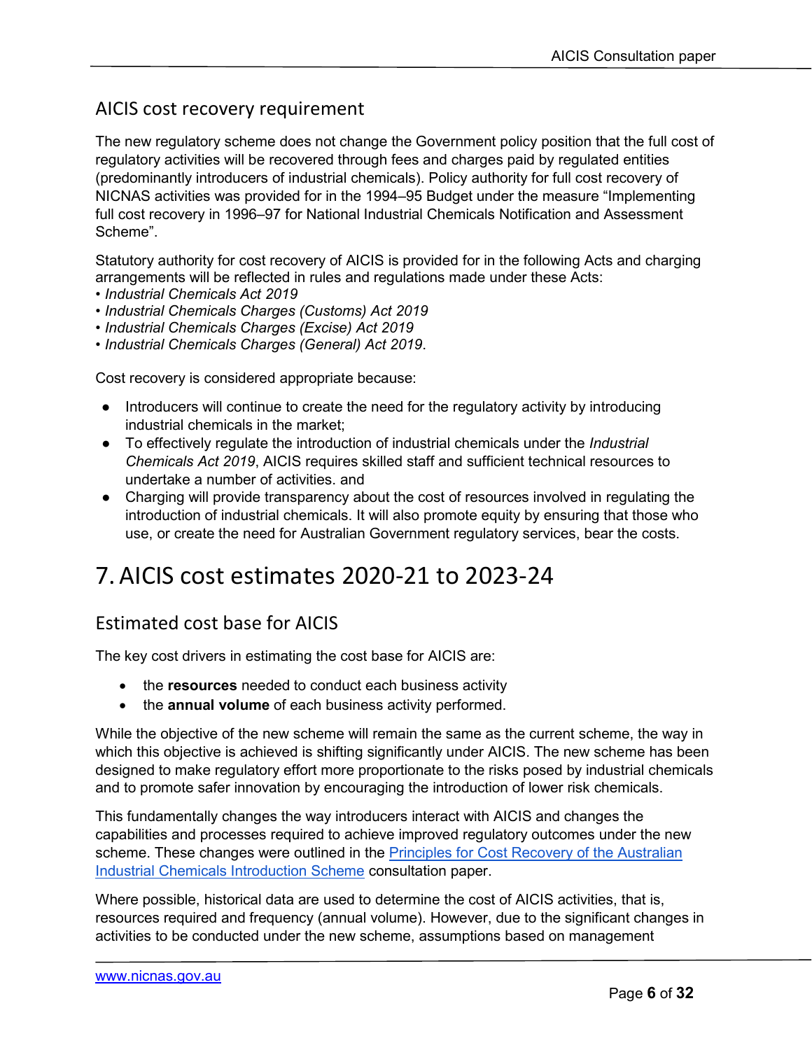## AICIS cost recovery requirement

The new regulatory scheme does not change the Government policy position that the full cost of regulatory activities will be recovered through fees and charges paid by regulated entities (predominantly introducers of industrial chemicals). Policy authority for full cost recovery of NICNAS activities was provided for in the 1994–95 Budget under the measure "Implementing full cost recovery in 1996–97 for National Industrial Chemicals Notification and Assessment Scheme".

Statutory authority for cost recovery of AICIS is provided for in the following Acts and charging arrangements will be reflected in rules and regulations made under these Acts:

- *Industrial Chemicals Act 2019*
- *Industrial Chemicals Charges (Customs) Act 2019*
- *Industrial Chemicals Charges (Excise) Act 2019*
- *Industrial Chemicals Charges (General) Act 2019*.

Cost recovery is considered appropriate because:

- Introducers will continue to create the need for the regulatory activity by introducing industrial chemicals in the market;
- To effectively regulate the introduction of industrial chemicals under the *Industrial Chemicals Act 2019*, AICIS requires skilled staff and sufficient technical resources to undertake a number of activities. and
- Charging will provide transparency about the cost of resources involved in regulating the introduction of industrial chemicals. It will also promote equity by ensuring that those who use, or create the need for Australian Government regulatory services, bear the costs.

# 7. AICIS cost estimates 2020-21 to 2023-24

## Estimated cost base for AICIS

The key cost drivers in estimating the cost base for AICIS are:

- the **resources** needed to conduct each business activity
- the **annual volume** of each business activity performed.

While the objective of the new scheme will remain the same as the current scheme, the way in which this objective is achieved is shifting significantly under AICIS. The new scheme has been designed to make regulatory effort more proportionate to the risks posed by industrial chemicals and to promote safer innovation by encouraging the introduction of lower risk chemicals.

This fundamentally changes the way introducers interact with AICIS and changes the capabilities and processes required to achieve improved regulatory outcomes under the new scheme. These changes were outlined in the Principles for Cost Recovery of the Australian Industrial Chemicals Introduction Scheme consultation paper.

Where possible, historical data are used to determine the cost of AICIS activities, that is, resources required and frequency (annual volume). However, due to the significant changes in activities to be conducted under the new scheme, assumptions based on management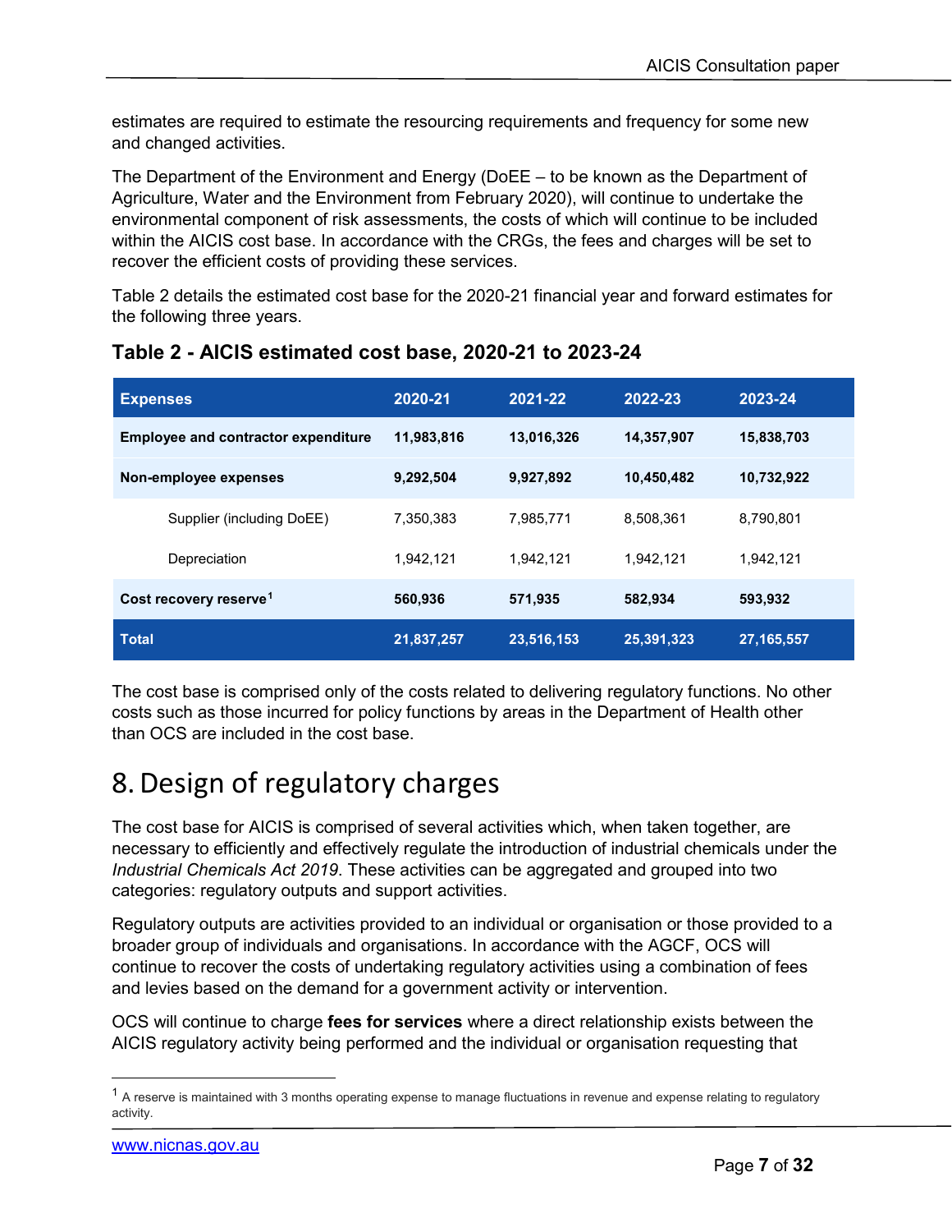estimates are required to estimate the resourcing requirements and frequency for some new and changed activities.

The Department of the Environment and Energy (DoEE – to be known as the Department of Agriculture, Water and the Environment from February 2020), will continue to undertake the environmental component of risk assessments, the costs of which will continue to be included within the AICIS cost base. In accordance with the CRGs, the fees and charges will be set to recover the efficient costs of providing these services.

Table 2 details the estimated cost base for the 2020-21 financial year and forward estimates for the following three years.

### Table 2 - AICIS estimated cost base, 2020-21 to 2023-24

| Expenses | 2020-21 | 2021-22 | 2022-23 | 2023-24 |
|---|---|---|---|---|
| **Employee and contractor expenditure** | **11,983,816** | **13,016,326** | **14,357,907** | **15,838,703** |
| **Non-employee expenses** | **9,292,504** | **9,927,892** | **10,450,482** | **10,732,922** |
| Supplier (including DoEE) | 7,350,383 | 7,985,771 | 8,508,361 | 8,790,801 |
| Depreciation | 1,942,121 | 1,942,121 | 1,942,121 | 1,942,121 |
| **Cost recovery reserve**[1] | **560,936** | **571,935** | **582,934** | **593,932** |
| **Total** | **21,837,257** | **23,516,153** | **25,391,323** | **27,165,557** |

The cost base is comprised only of the costs related to delivering regulatory functions. No other costs such as those incurred for policy functions by areas in the Department of Health other than OCS are included in the cost base.

# 8. Design of regulatory charges

The cost base for AICIS is comprised of several activities which, when taken together, are necessary to efficiently and effectively regulate the introduction of industrial chemicals under the *Industrial Chemicals Act 2019*. These activities can be aggregated and grouped into two categories: regulatory outputs and support activities.

Regulatory outputs are activities provided to an individual or organisation or those provided to a broader group of individuals and organisations. In accordance with the AGCF, OCS will continue to recover the costs of undertaking regulatory activities using a combination of fees and levies based on the demand for a government activity or intervention.

OCS will continue to charge **fees for services** where a direct relationship exists between the AICIS regulatory activity being performed and the individual or organisation requesting that

---

[1] A reserve is maintained with 3 months operating expense to manage fluctuations in revenue and expense relating to regulatory activity.

www.nicnas.gov.au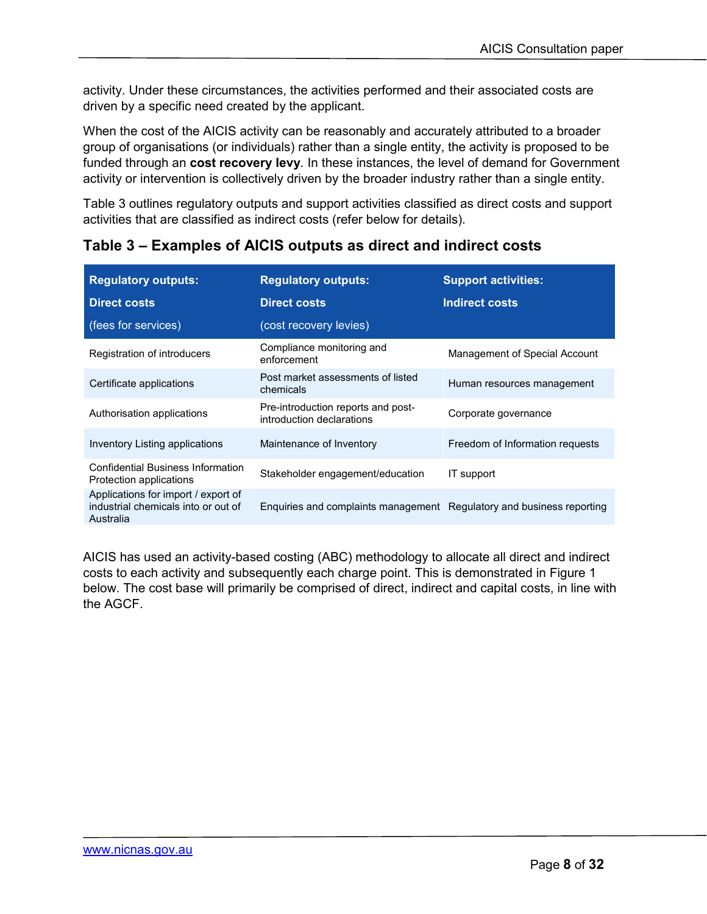activity. Under these circumstances, the activities performed and their associated costs are driven by a specific need created by the applicant.

When the cost of the AICIS activity can be reasonably and accurately attributed to a broader group of organisations (or individuals) rather than a single entity, the activity is proposed to be funded through an **cost recovery levy**. In these instances, the level of demand for Government activity or intervention is collectively driven by the broader industry rather than a single entity.

Table 3 outlines regulatory outputs and support activities classified as direct costs and support activities that are classified as indirect costs (refer below for details).

### Table 3 – Examples of AICIS outputs as direct and indirect costs

| **Regulatory outputs: Direct costs** (fees for services) | **Regulatory outputs: Direct costs** (cost recovery levies) | **Support activities: Indirect costs** |
|---|---|---|
| Registration of introducers | Compliance monitoring and enforcement | Management of Special Account |
| Certificate applications | Post market assessments of listed chemicals | Human resources management |
| Authorisation applications | Pre-introduction reports and post-introduction declarations | Corporate governance |
| Inventory Listing applications | Maintenance of Inventory | Freedom of Information requests |
| Confidential Business Information Protection applications | Stakeholder engagement/education | IT support |
| Applications for import / export of industrial chemicals into or out of Australia | Enquiries and complaints management | Regulatory and business reporting |

AICIS has used an activity-based costing (ABC) methodology to allocate all direct and indirect costs to each activity and subsequently each charge point. This is demonstrated in Figure 1 below. The cost base will primarily be comprised of direct, indirect and capital costs, in line with the AGCF.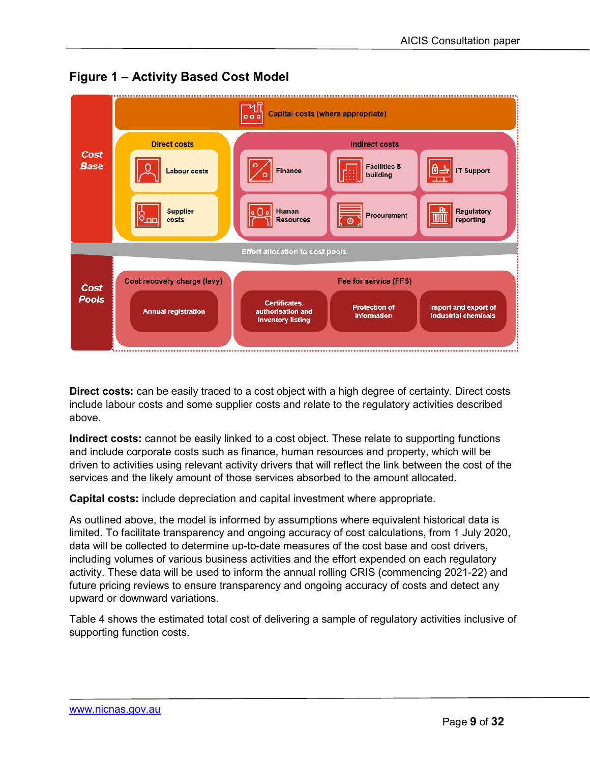## Figure 1 – Activity Based Cost Model

**Cost Base**

Capital costs (where appropriate)

Direct costs
- Labour costs
- Supplier costs

Indirect costs
- Finance
- Facilities & building
- IT Support
- Human Resources
- Procurement
- Regulatory reporting

Effort allocation to cost pools

**Cost Pools**

Cost recovery charge (levy)
- Annual registration

Fee for service (FFS)
- Certificates, authorisation and Inventory listing
- Protection of information
- Import and export of industrial chemicals

**Direct costs:** can be easily traced to a cost object with a high degree of certainty. Direct costs include labour costs and some supplier costs and relate to the regulatory activities described above.

**Indirect costs:** cannot be easily linked to a cost object. These relate to supporting functions and include corporate costs such as finance, human resources and property, which will be driven to activities using relevant activity drivers that will reflect the link between the cost of the services and the likely amount of those services absorbed to the amount allocated.

**Capital costs:** include depreciation and capital investment where appropriate.

As outlined above, the model is informed by assumptions where equivalent historical data is limited. To facilitate transparency and ongoing accuracy of cost calculations, from 1 July 2020, data will be collected to determine up-to-date measures of the cost base and cost drivers, including volumes of various business activities and the effort expended on each regulatory activity. These data will be used to inform the annual rolling CRIS (commencing 2021-22) and future pricing reviews to ensure transparency and ongoing accuracy of costs and detect any upward or downward variations.

Table 4 shows the estimated total cost of delivering a sample of regulatory activities inclusive of supporting function costs.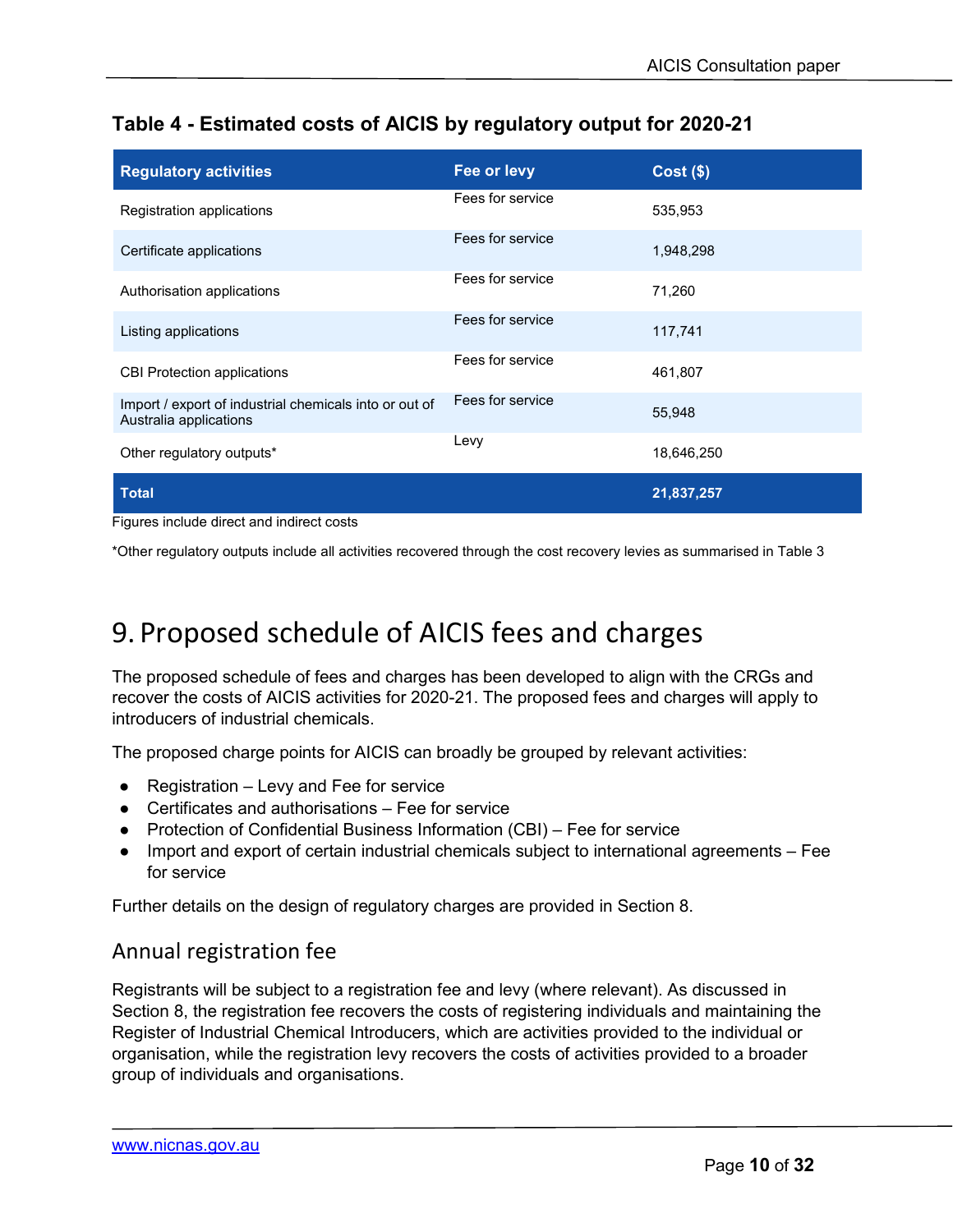**Table 4 - Estimated costs of AICIS by regulatory output for 2020-21**

| Regulatory activities | Fee or levy | Cost ($) |
|---|---|---|
| Registration applications | Fees for service | 535,953 |
| Certificate applications | Fees for service | 1,948,298 |
| Authorisation applications | Fees for service | 71,260 |
| Listing applications | Fees for service | 117,741 |
| CBI Protection applications | Fees for service | 461,807 |
| Import / export of industrial chemicals into or out of Australia applications | Fees for service | 55,948 |
| Other regulatory outputs* | Levy | 18,646,250 |
| **Total** | | **21,837,257** |

Figures include direct and indirect costs

*Other regulatory outputs include all activities recovered through the cost recovery levies as summarised in Table 3

# 9. Proposed schedule of AICIS fees and charges

The proposed schedule of fees and charges has been developed to align with the CRGs and recover the costs of AICIS activities for 2020-21. The proposed fees and charges will apply to introducers of industrial chemicals.

The proposed charge points for AICIS can broadly be grouped by relevant activities:

- Registration – Levy and Fee for service
- Certificates and authorisations – Fee for service
- Protection of Confidential Business Information (CBI) – Fee for service
- Import and export of certain industrial chemicals subject to international agreements – Fee for service

Further details on the design of regulatory charges are provided in Section 8.

## Annual registration fee

Registrants will be subject to a registration fee and levy (where relevant). As discussed in Section 8, the registration fee recovers the costs of registering individuals and maintaining the Register of Industrial Chemical Introducers, which are activities provided to the individual or organisation, while the registration levy recovers the costs of activities provided to a broader group of individuals and organisations.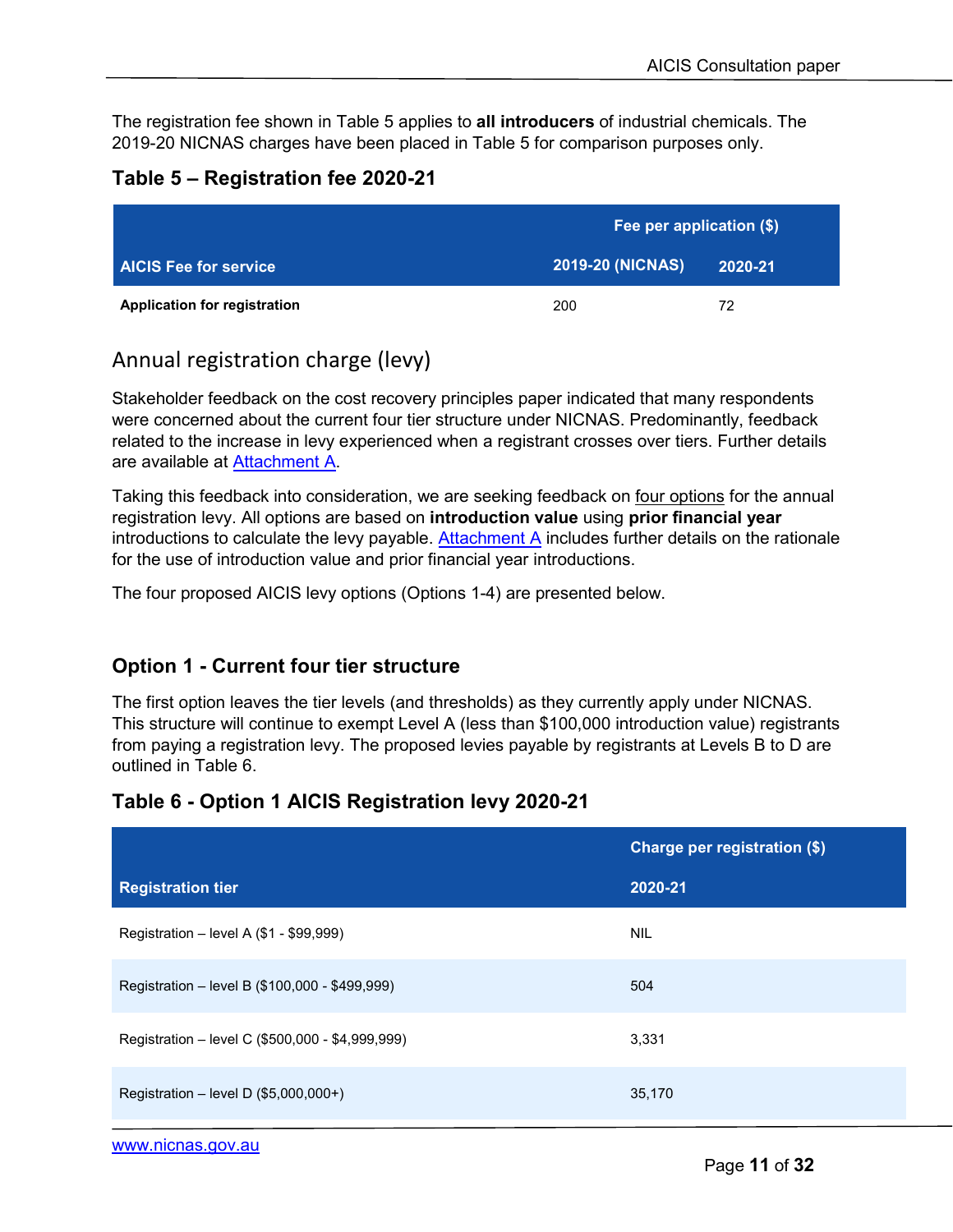The registration fee shown in Table 5 applies to **all introducers** of industrial chemicals. The 2019-20 NICNAS charges have been placed in Table 5 for comparison purposes only.

### Table 5 – Registration fee 2020-21

| AICIS Fee for service | Fee per application ($) 2019-20 (NICNAS) | 2020-21 |
|---|---|---|
| **Application for registration** | 200 | 72 |

## Annual registration charge (levy)

Stakeholder feedback on the cost recovery principles paper indicated that many respondents were concerned about the current four tier structure under NICNAS. Predominantly, feedback related to the increase in levy experienced when a registrant crosses over tiers. Further details are available at Attachment A.

Taking this feedback into consideration, we are seeking feedback on four options for the annual registration levy. All options are based on **introduction value** using **prior financial year** introductions to calculate the levy payable. Attachment A includes further details on the rationale for the use of introduction value and prior financial year introductions.

The four proposed AICIS levy options (Options 1-4) are presented below.

### Option 1 - Current four tier structure

The first option leaves the tier levels (and thresholds) as they currently apply under NICNAS. This structure will continue to exempt Level A (less than $100,000 introduction value) registrants from paying a registration levy. The proposed levies payable by registrants at Levels B to D are outlined in Table 6.

### Table 6 - Option 1 AICIS Registration levy 2020-21

| Registration tier | Charge per registration ($) 2020-21 |
|---|---|
| Registration – level A ($1 - $99,999) | NIL |
| Registration – level B ($100,000 - $499,999) | 504 |
| Registration – level C ($500,000 - $4,999,999) | 3,331 |
| Registration – level D ($5,000,000+) | 35,170 |

www.nicnas.gov.au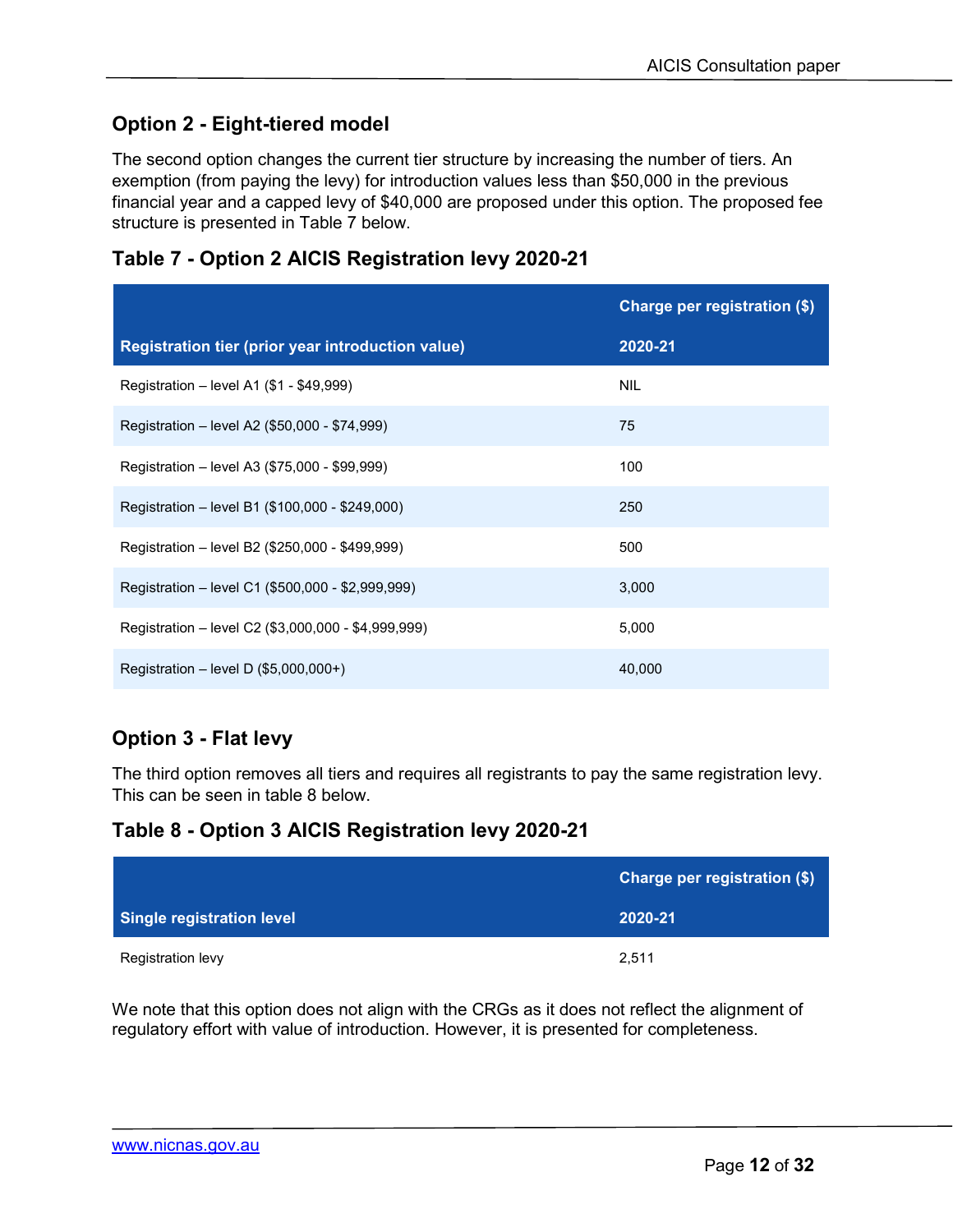## Option 2 - Eight-tiered model

The second option changes the current tier structure by increasing the number of tiers. An exemption (from paying the levy) for introduction values less than $50,000 in the previous financial year and a capped levy of $40,000 are proposed under this option. The proposed fee structure is presented in Table 7 below.

### Table 7 - Option 2 AICIS Registration levy 2020-21

| Registration tier (prior year introduction value) | Charge per registration ($) 2020-21 |
|---|---|
| Registration – level A1 ($1 - $49,999) | NIL |
| Registration – level A2 ($50,000 - $74,999) | 75 |
| Registration – level A3 ($75,000 - $99,999) | 100 |
| Registration – level B1 ($100,000 - $249,000) | 250 |
| Registration – level B2 ($250,000 - $499,999) | 500 |
| Registration – level C1 ($500,000 - $2,999,999) | 3,000 |
| Registration – level C2 ($3,000,000 - $4,999,999) | 5,000 |
| Registration – level D ($5,000,000+) | 40,000 |

## Option 3 - Flat levy

The third option removes all tiers and requires all registrants to pay the same registration levy. This can be seen in table 8 below.

### Table 8 - Option 3 AICIS Registration levy 2020-21

| Single registration level | Charge per registration ($) 2020-21 |
|---|---|
| Registration levy | 2,511 |

We note that this option does not align with the CRGs as it does not reflect the alignment of regulatory effort with value of introduction. However, it is presented for completeness.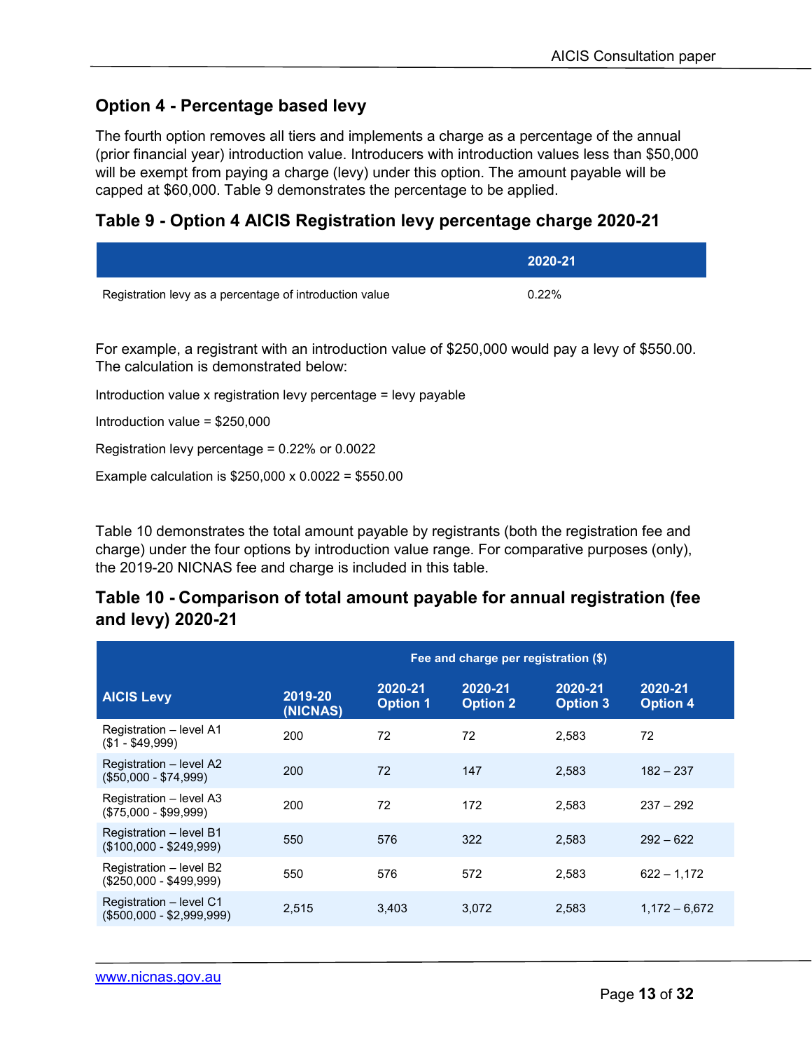## Option 4 - Percentage based levy

The fourth option removes all tiers and implements a charge as a percentage of the annual (prior financial year) introduction value. Introducers with introduction values less than $50,000 will be exempt from paying a charge (levy) under this option. The amount payable will be capped at $60,000. Table 9 demonstrates the percentage to be applied.

### Table 9 - Option 4 AICIS Registration levy percentage charge 2020-21

| | 2020-21 |
|---|---|
| Registration levy as a percentage of introduction value | 0.22% |

For example, a registrant with an introduction value of $250,000 would pay a levy of $550.00. The calculation is demonstrated below:

Introduction value x registration levy percentage = levy payable

Introduction value = $250,000

Registration levy percentage = 0.22% or 0.0022

Example calculation is $250,000 x 0.0022 = $550.00

Table 10 demonstrates the total amount payable by registrants (both the registration fee and charge) under the four options by introduction value range. For comparative purposes (only), the 2019-20 NICNAS fee and charge is included in this table.

### Table 10 - Comparison of total amount payable for annual registration (fee and levy) 2020-21

| | Fee and charge per registration ($) | | | | |
|---|---|---|---|---|---|
| AICIS Levy | 2019-20 (NICNAS) | 2020-21 Option 1 | 2020-21 Option 2 | 2020-21 Option 3 | 2020-21 Option 4 |
| Registration – level A1 ($1 - $49,999) | 200 | 72 | 72 | 2,583 | 72 |
| Registration – level A2 ($50,000 - $74,999) | 200 | 72 | 147 | 2,583 | 182 – 237 |
| Registration – level A3 ($75,000 - $99,999) | 200 | 72 | 172 | 2,583 | 237 – 292 |
| Registration – level B1 ($100,000 - $249,999) | 550 | 576 | 322 | 2,583 | 292 – 622 |
| Registration – level B2 ($250,000 - $499,999) | 550 | 576 | 572 | 2,583 | 622 – 1,172 |
| Registration – level C1 ($500,000 - $2,999,999) | 2,515 | 3,403 | 3,072 | 2,583 | 1,172 – 6,672 |

www.nicnas.gov.au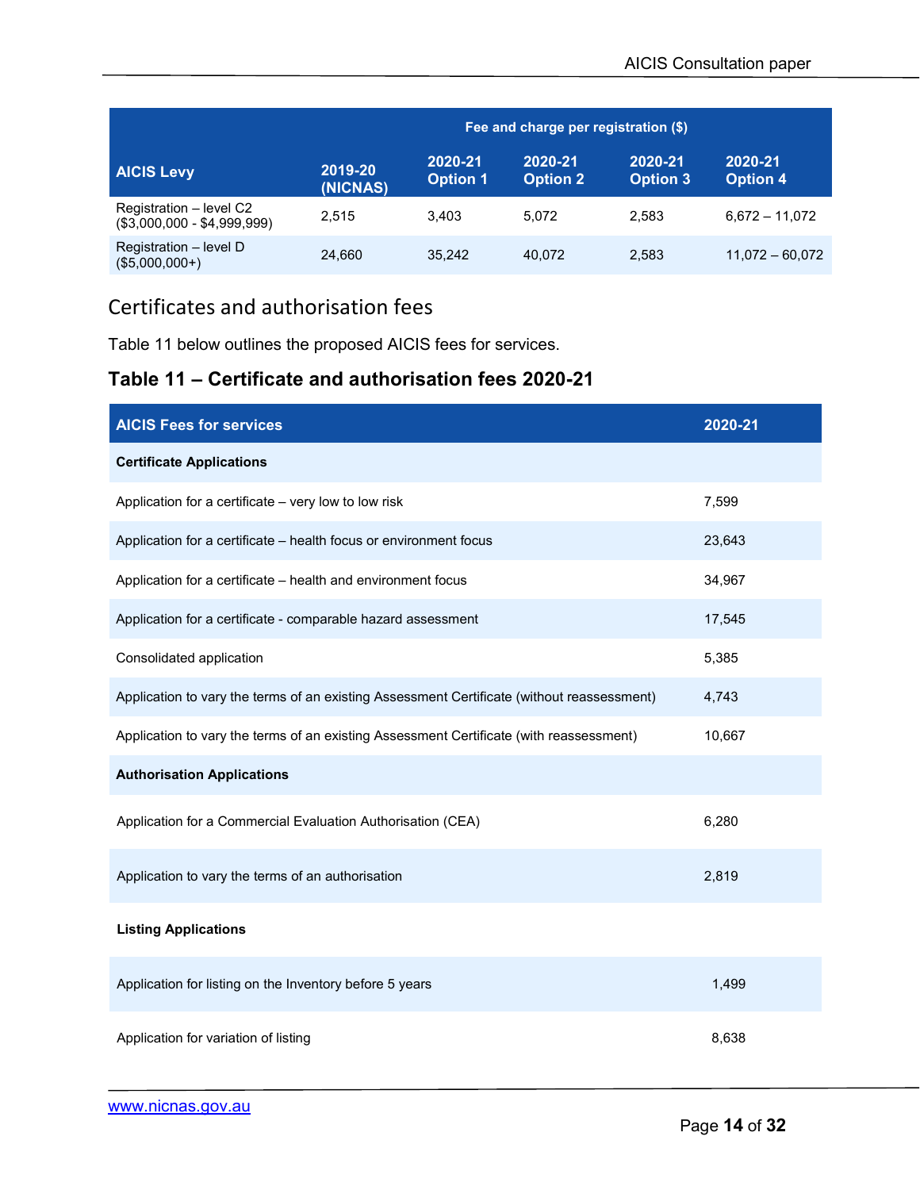| AICIS Levy | Fee and charge per registration ($) | | | | |
|---|---|---|---|---|---|
| | 2019-20 (NICNAS) | 2020-21 Option 1 | 2020-21 Option 2 | 2020-21 Option 3 | 2020-21 Option 4 |
| Registration – level C2 ($3,000,000 - $4,999,999) | 2,515 | 3,403 | 5,072 | 2,583 | 6,672 – 11,072 |
| Registration – level D ($5,000,000+) | 24,660 | 35,242 | 40,072 | 2,583 | 11,072 – 60,072 |

## Certificates and authorisation fees

Table 11 below outlines the proposed AICIS fees for services.

### Table 11 – Certificate and authorisation fees 2020-21

| AICIS Fees for services | 2020-21 |
|---|---|
| **Certificate Applications** | |
| Application for a certificate – very low to low risk | 7,599 |
| Application for a certificate – health focus or environment focus | 23,643 |
| Application for a certificate – health and environment focus | 34,967 |
| Application for a certificate - comparable hazard assessment | 17,545 |
| Consolidated application | 5,385 |
| Application to vary the terms of an existing Assessment Certificate (without reassessment) | 4,743 |
| Application to vary the terms of an existing Assessment Certificate (with reassessment) | 10,667 |
| **Authorisation Applications** | |
| Application for a Commercial Evaluation Authorisation (CEA) | 6,280 |
| Application to vary the terms of an authorisation | 2,819 |
| **Listing Applications** | |
| Application for listing on the Inventory before 5 years | 1,499 |
| Application for variation of listing | 8,638 |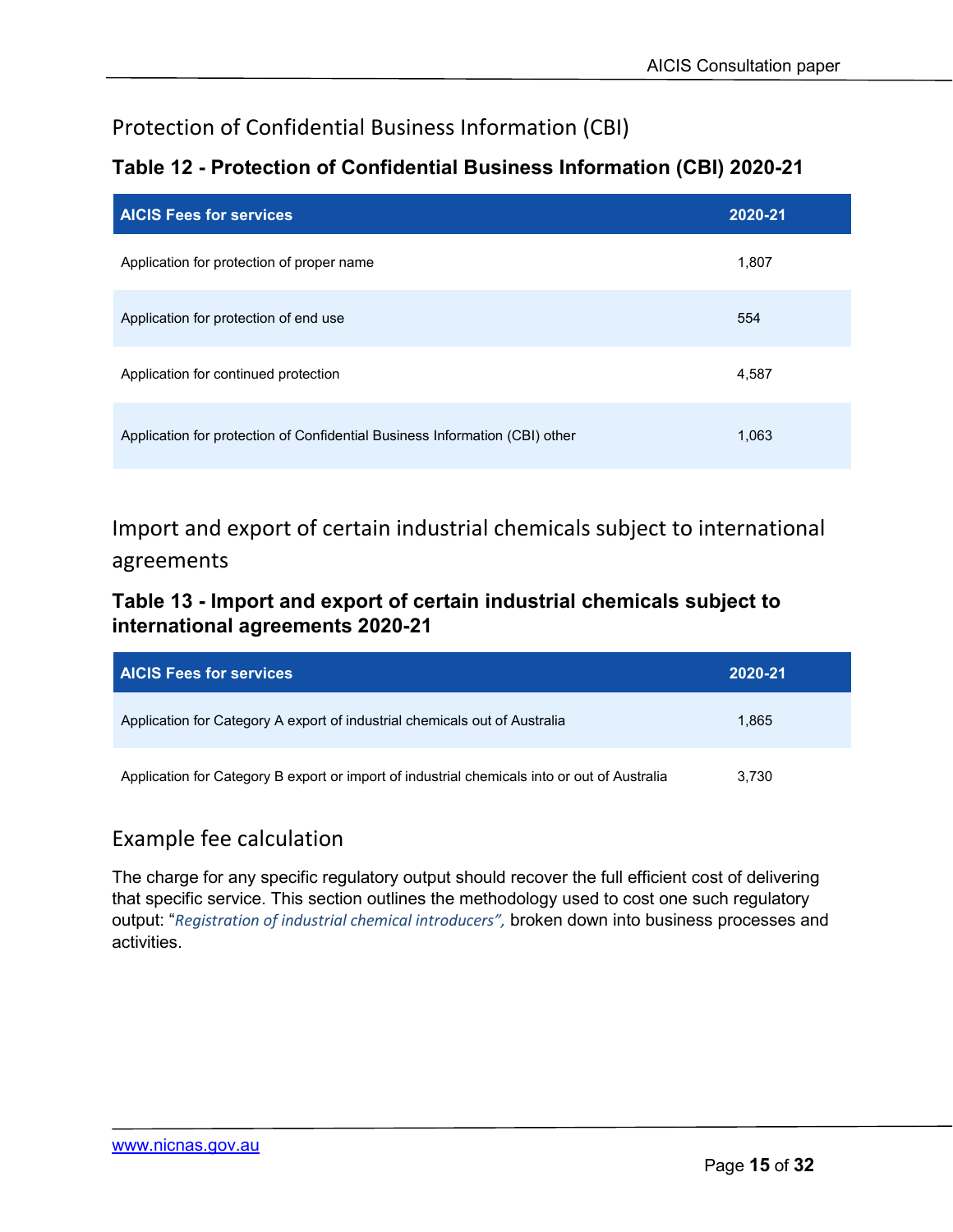## Protection of Confidential Business Information (CBI)

### Table 12 - Protection of Confidential Business Information (CBI) 2020-21

| AICIS Fees for services | 2020-21 |
|---|---|
| Application for protection of proper name | 1,807 |
| Application for protection of end use | 554 |
| Application for continued protection | 4,587 |
| Application for protection of Confidential Business Information (CBI) other | 1,063 |

## Import and export of certain industrial chemicals subject to international agreements

### Table 13 - Import and export of certain industrial chemicals subject to international agreements 2020-21

| AICIS Fees for services | 2020-21 |
|---|---|
| Application for Category A export of industrial chemicals out of Australia | 1,865 |
| Application for Category B export or import of industrial chemicals into or out of Australia | 3,730 |

## Example fee calculation

The charge for any specific regulatory output should recover the full efficient cost of delivering that specific service. This section outlines the methodology used to cost one such regulatory output: "*Registration of industrial chemical introducers",* broken down into business processes and activities.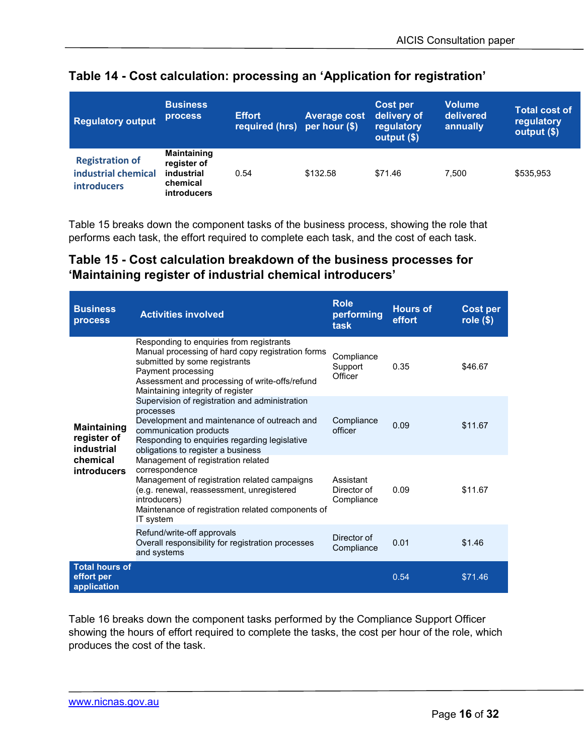### Table 14 - Cost calculation: processing an 'Application for registration'

| Regulatory output | Business process | Effort required (hrs) | Average cost per hour ($) | Cost per delivery of regulatory output ($) | Volume delivered annually | Total cost of regulatory output ($) |
|---|---|---|---|---|---|---|
| Registration of industrial chemical introducers | **Maintaining register of industrial chemical introducers** | 0.54 | $132.58 | $71.46 | 7,500 | $535,953 |

Table 15 breaks down the component tasks of the business process, showing the role that performs each task, the effort required to complete each task, and the cost of each task.

### Table 15 - Cost calculation breakdown of the business processes for 'Maintaining register of industrial chemical introducers'

| Business process | Activities involved | Role performing task | Hours of effort | Cost per role ($) |
|---|---|---|---|---|
| **Maintaining register of industrial chemical introducers** | Responding to enquiries from registrants<br>Manual processing of hard copy registration forms submitted by some registrants<br>Payment processing<br>Assessment and processing of write-offs/refund<br>Maintaining integrity of register | Compliance Support Officer | 0.35 | $46.67 |
| | Supervision of registration and administration processes<br>Development and maintenance of outreach and communication products<br>Responding to enquiries regarding legislative obligations to register a business | Compliance officer | 0.09 | $11.67 |
| | Management of registration related correspondence<br>Management of registration related campaigns (e.g. renewal, reassessment, unregistered introducers)<br>Maintenance of registration related components of IT system | Assistant Director of Compliance | 0.09 | $11.67 |
| | Refund/write-off approvals<br>Overall responsibility for registration processes and systems | Director of Compliance | 0.01 | $1.46 |
| **Total hours of effort per application** | | | 0.54 | $71.46 |

Table 16 breaks down the component tasks performed by the Compliance Support Officer showing the hours of effort required to complete the tasks, the cost per hour of the role, which produces the cost of the task.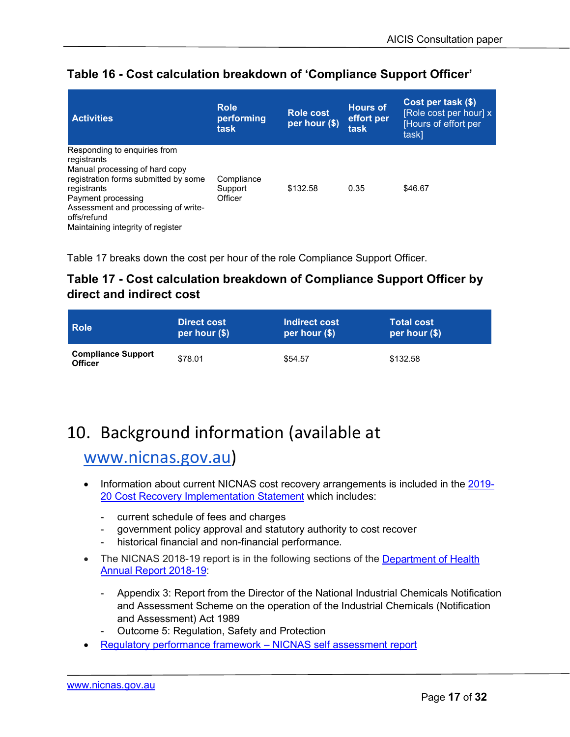### Table 16 - Cost calculation breakdown of 'Compliance Support Officer'

| Activities | Role performing task | Role cost per hour ($) | Hours of effort per task | Cost per task ($) [Role cost per hour] x [Hours of effort per task] |
|---|---|---|---|---|
| Responding to enquiries from registrants<br>Manual processing of hard copy registration forms submitted by some registrants<br>Payment processing<br>Assessment and processing of write-offs/refund<br>Maintaining integrity of register | Compliance Support Officer | $132.58 | 0.35 | $46.67 |

Table 17 breaks down the cost per hour of the role Compliance Support Officer.

### Table 17 - Cost calculation breakdown of Compliance Support Officer by direct and indirect cost

| Role | Direct cost per hour ($) | Indirect cost per hour ($) | Total cost per hour ($) |
|---|---|---|---|
| **Compliance Support Officer** | $78.01 | $54.57 | $132.58 |

# 10. Background information (available at www.nicnas.gov.au)

- Information about current NICNAS cost recovery arrangements is included in the 2019-20 Cost Recovery Implementation Statement which includes:
  - current schedule of fees and charges
  - government policy approval and statutory authority to cost recover
  - historical financial and non-financial performance.
- The NICNAS 2018-19 report is in the following sections of the Department of Health Annual Report 2018-19:
  - Appendix 3: Report from the Director of the National Industrial Chemicals Notification and Assessment Scheme on the operation of the Industrial Chemicals (Notification and Assessment) Act 1989
  - Outcome 5: Regulation, Safety and Protection
- Regulatory performance framework – NICNAS self assessment report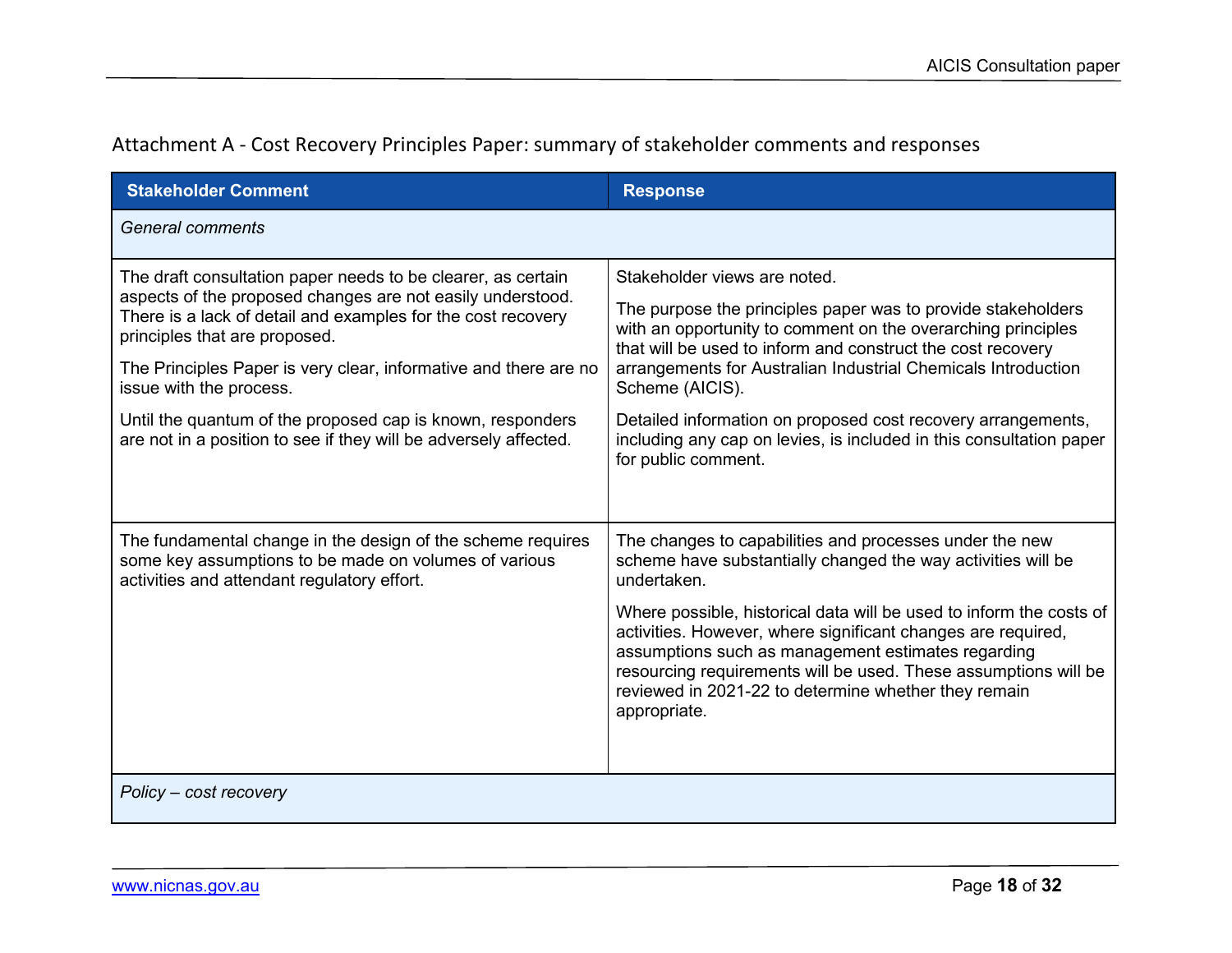## Attachment A - Cost Recovery Principles Paper: summary of stakeholder comments and responses

| Stakeholder Comment | Response |
|---|---|
| *General comments* | |
| The draft consultation paper needs to be clearer, as certain aspects of the proposed changes are not easily understood. There is a lack of detail and examples for the cost recovery principles that are proposed.<br><br>The Principles Paper is very clear, informative and there are no issue with the process.<br><br>Until the quantum of the proposed cap is known, responders are not in a position to see if they will be adversely affected. | Stakeholder views are noted.<br><br>The purpose the principles paper was to provide stakeholders with an opportunity to comment on the overarching principles that will be used to inform and construct the cost recovery arrangements for Australian Industrial Chemicals Introduction Scheme (AICIS).<br><br>Detailed information on proposed cost recovery arrangements, including any cap on levies, is included in this consultation paper for public comment. |
| The fundamental change in the design of the scheme requires some key assumptions to be made on volumes of various activities and attendant regulatory effort. | The changes to capabilities and processes under the new scheme have substantially changed the way activities will be undertaken.<br><br>Where possible, historical data will be used to inform the costs of activities. However, where significant changes are required, assumptions such as management estimates regarding resourcing requirements will be used. These assumptions will be reviewed in 2021-22 to determine whether they remain appropriate. |
| *Policy – cost recovery* | |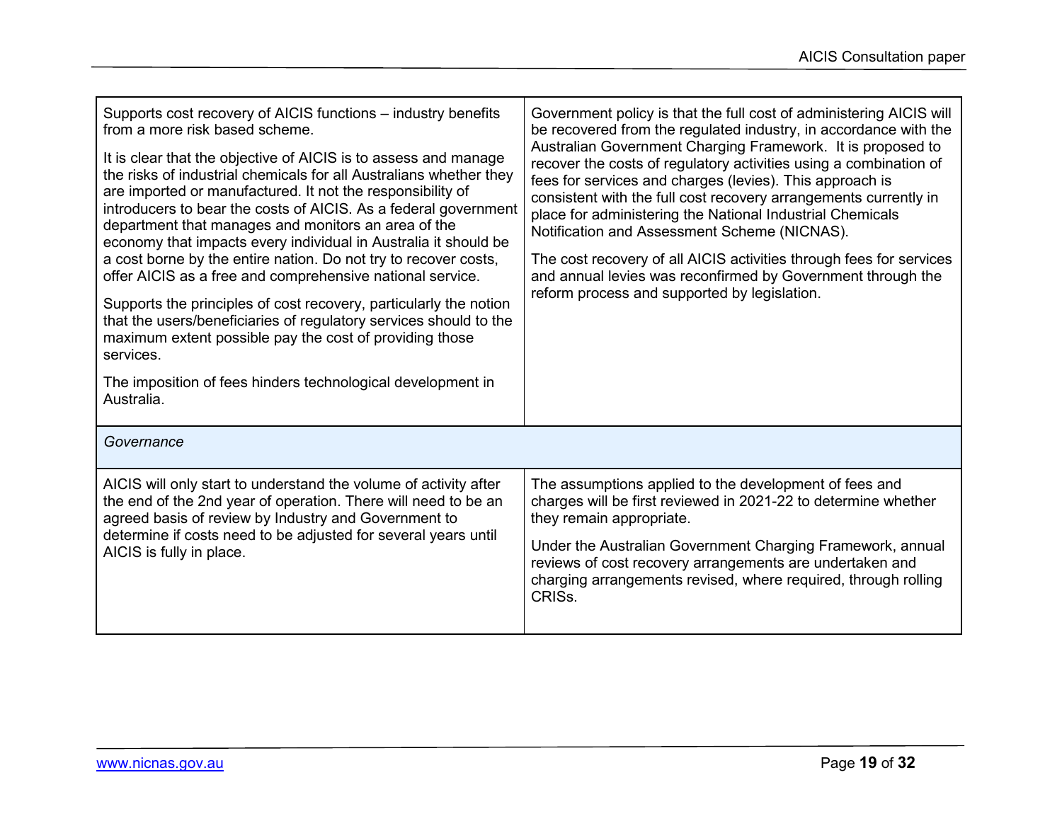| | |
|---|---|
| Supports cost recovery of AICIS functions – industry benefits from a more risk based scheme.<br><br>It is clear that the objective of AICIS is to assess and manage the risks of industrial chemicals for all Australians whether they are imported or manufactured. It not the responsibility of introducers to bear the costs of AICIS. As a federal government department that manages and monitors an area of the economy that impacts every individual in Australia it should be a cost borne by the entire nation. Do not try to recover costs, offer AICIS as a free and comprehensive national service.<br><br>Supports the principles of cost recovery, particularly the notion that the users/beneficiaries of regulatory services should to the maximum extent possible pay the cost of providing those services.<br><br>The imposition of fees hinders technological development in Australia. | Government policy is that the full cost of administering AICIS will be recovered from the regulated industry, in accordance with the Australian Government Charging Framework. It is proposed to recover the costs of regulatory activities using a combination of fees for services and charges (levies). This approach is consistent with the full cost recovery arrangements currently in place for administering the National Industrial Chemicals Notification and Assessment Scheme (NICNAS).<br><br>The cost recovery of all AICIS activities through fees for services and annual levies was reconfirmed by Government through the reform process and supported by legislation. |
| *Governance* | |
| AICIS will only start to understand the volume of activity after the end of the 2nd year of operation. There will need to be an agreed basis of review by Industry and Government to determine if costs need to be adjusted for several years until AICIS is fully in place. | The assumptions applied to the development of fees and charges will be first reviewed in 2021-22 to determine whether they remain appropriate.<br><br>Under the Australian Government Charging Framework, annual reviews of cost recovery arrangements are undertaken and charging arrangements revised, where required, through rolling CRISs. |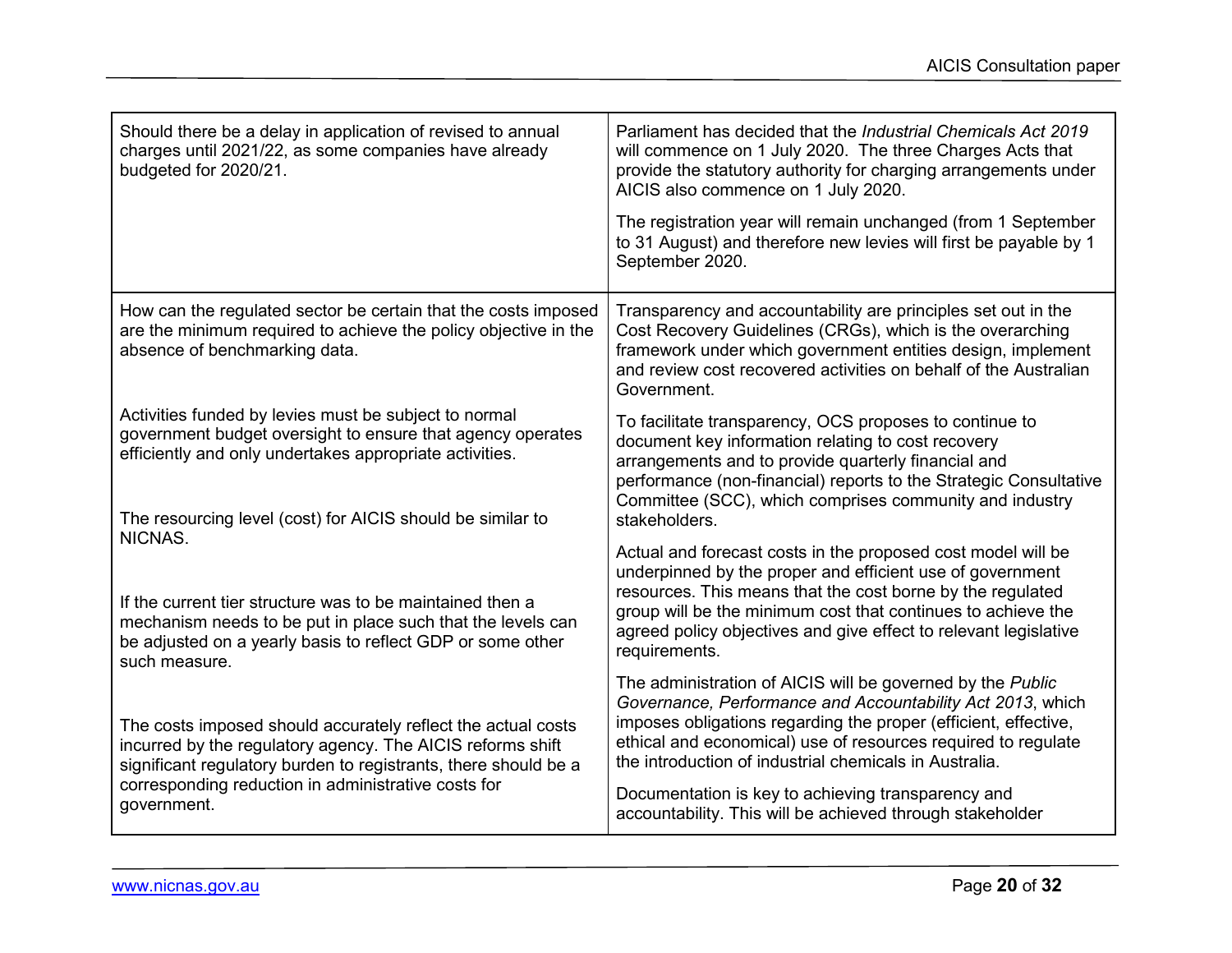| | |
|---|---|
| Should there be a delay in application of revised to annual charges until 2021/22, as some companies have already budgeted for 2020/21. | Parliament has decided that the *Industrial Chemicals Act 2019* will commence on 1 July 2020. The three Charges Acts that provide the statutory authority for charging arrangements under AICIS also commence on 1 July 2020.<br><br>The registration year will remain unchanged (from 1 September to 31 August) and therefore new levies will first be payable by 1 September 2020. |
| How can the regulated sector be certain that the costs imposed are the minimum required to achieve the policy objective in the absence of benchmarking data.<br><br>Activities funded by levies must be subject to normal government budget oversight to ensure that agency operates efficiently and only undertakes appropriate activities.<br><br>The resourcing level (cost) for AICIS should be similar to NICNAS.<br><br>If the current tier structure was to be maintained then a mechanism needs to be put in place such that the levels can be adjusted on a yearly basis to reflect GDP or some other such measure.<br><br>The costs imposed should accurately reflect the actual costs incurred by the regulatory agency. The AICIS reforms shift significant regulatory burden to registrants, there should be a corresponding reduction in administrative costs for government. | Transparency and accountability are principles set out in the Cost Recovery Guidelines (CRGs), which is the overarching framework under which government entities design, implement and review cost recovered activities on behalf of the Australian Government.<br><br>To facilitate transparency, OCS proposes to continue to document key information relating to cost recovery arrangements and to provide quarterly financial and performance (non-financial) reports to the Strategic Consultative Committee (SCC), which comprises community and industry stakeholders.<br><br>Actual and forecast costs in the proposed cost model will be underpinned by the proper and efficient use of government resources. This means that the cost borne by the regulated group will be the minimum cost that continues to achieve the agreed policy objectives and give effect to relevant legislative requirements.<br><br>The administration of AICIS will be governed by the *Public Governance, Performance and Accountability Act 2013*, which imposes obligations regarding the proper (efficient, effective, ethical and economical) use of resources required to regulate the introduction of industrial chemicals in Australia.<br><br>Documentation is key to achieving transparency and accountability. This will be achieved through stakeholder |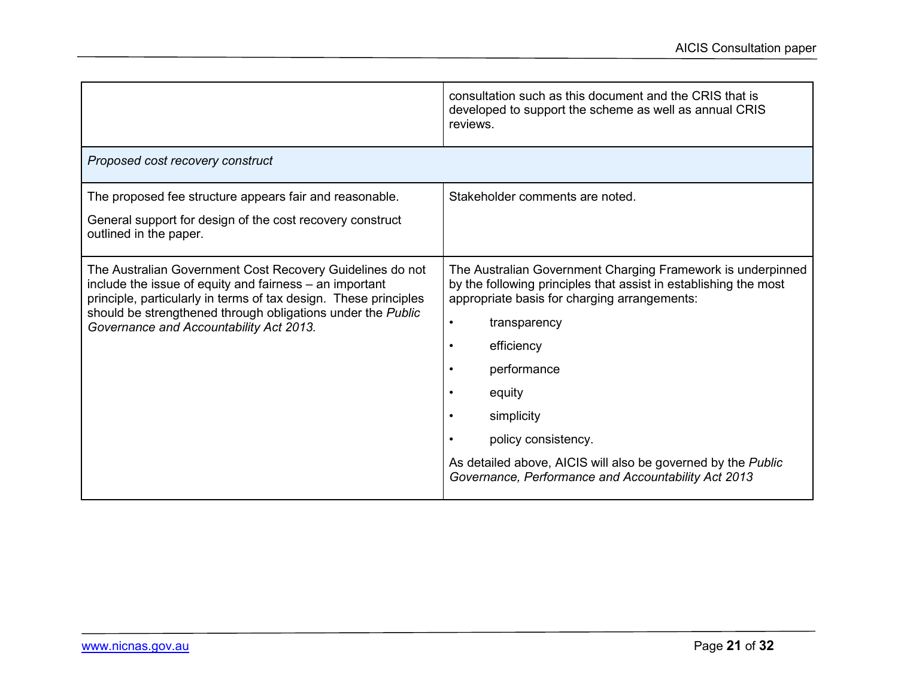| | |
|---|---|
| | consultation such as this document and the CRIS that is developed to support the scheme as well as annual CRIS reviews. |
| *Proposed cost recovery construct* | |
| The proposed fee structure appears fair and reasonable.<br><br>General support for design of the cost recovery construct outlined in the paper. | Stakeholder comments are noted. |
| The Australian Government Cost Recovery Guidelines do not include the issue of equity and fairness – an important principle, particularly in terms of tax design. These principles should be strengthened through obligations under the *Public Governance and Accountability Act 2013.* | The Australian Government Charging Framework is underpinned by the following principles that assist in establishing the most appropriate basis for charging arrangements:<br><br>• transparency<br>• efficiency<br>• performance<br>• equity<br>• simplicity<br>• policy consistency.<br><br>As detailed above, AICIS will also be governed by the *Public Governance, Performance and Accountability Act 2013* |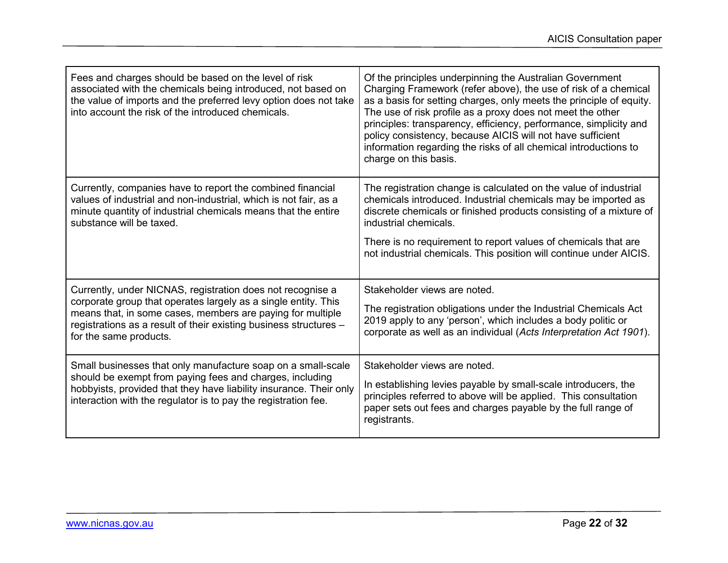| | |
|---|---|
| Fees and charges should be based on the level of risk associated with the chemicals being introduced, not based on the value of imports and the preferred levy option does not take into account the risk of the introduced chemicals. | Of the principles underpinning the Australian Government Charging Framework (refer above), the use of risk of a chemical as a basis for setting charges, only meets the principle of equity. The use of risk profile as a proxy does not meet the other principles: transparency, efficiency, performance, simplicity and policy consistency, because AICIS will not have sufficient information regarding the risks of all chemical introductions to charge on this basis. |
| Currently, companies have to report the combined financial values of industrial and non-industrial, which is not fair, as a minute quantity of industrial chemicals means that the entire substance will be taxed. | The registration change is calculated on the value of industrial chemicals introduced. Industrial chemicals may be imported as discrete chemicals or finished products consisting of a mixture of industrial chemicals.<br><br>There is no requirement to report values of chemicals that are not industrial chemicals. This position will continue under AICIS. |
| Currently, under NICNAS, registration does not recognise a corporate group that operates largely as a single entity. This means that, in some cases, members are paying for multiple registrations as a result of their existing business structures – for the same products. | Stakeholder views are noted.<br><br>The registration obligations under the Industrial Chemicals Act 2019 apply to any 'person', which includes a body politic or corporate as well as an individual (*Acts Interpretation Act 1901*). |
| Small businesses that only manufacture soap on a small-scale should be exempt from paying fees and charges, including hobbyists, provided that they have liability insurance. Their only interaction with the regulator is to pay the registration fee. | Stakeholder views are noted.<br><br>In establishing levies payable by small-scale introducers, the principles referred to above will be applied. This consultation paper sets out fees and charges payable by the full range of registrants. |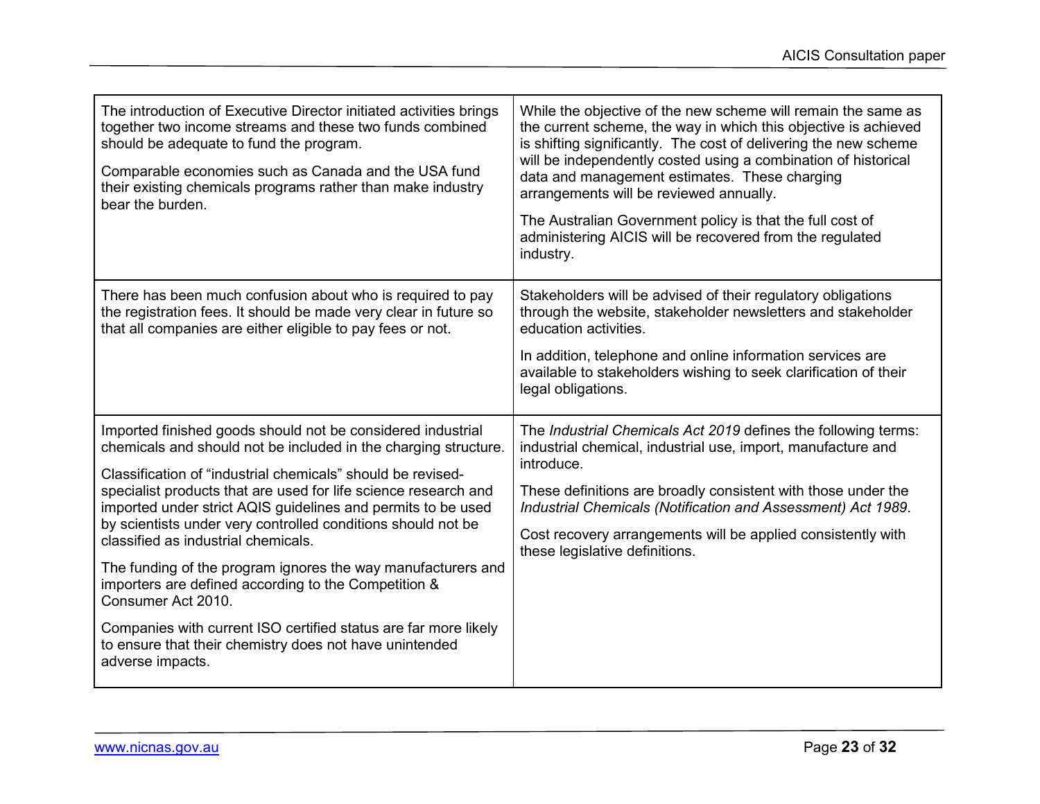| | |
|---|---|
| The introduction of Executive Director initiated activities brings together two income streams and these two funds combined should be adequate to fund the program.<br><br>Comparable economies such as Canada and the USA fund their existing chemicals programs rather than make industry bear the burden. | While the objective of the new scheme will remain the same as the current scheme, the way in which this objective is achieved is shifting significantly. The cost of delivering the new scheme will be independently costed using a combination of historical data and management estimates. These charging arrangements will be reviewed annually.<br><br>The Australian Government policy is that the full cost of administering AICIS will be recovered from the regulated industry. |
| There has been much confusion about who is required to pay the registration fees. It should be made very clear in future so that all companies are either eligible to pay fees or not. | Stakeholders will be advised of their regulatory obligations through the website, stakeholder newsletters and stakeholder education activities.<br><br>In addition, telephone and online information services are available to stakeholders wishing to seek clarification of their legal obligations. |
| Imported finished goods should not be considered industrial chemicals and should not be included in the charging structure.<br><br>Classification of "industrial chemicals" should be revised- specialist products that are used for life science research and imported under strict AQIS guidelines and permits to be used by scientists under very controlled conditions should not be classified as industrial chemicals.<br><br>The funding of the program ignores the way manufacturers and importers are defined according to the Competition & Consumer Act 2010.<br><br>Companies with current ISO certified status are far more likely to ensure that their chemistry does not have unintended adverse impacts. | The *Industrial Chemicals Act 2019* defines the following terms: industrial chemical, industrial use, import, manufacture and introduce.<br><br>These definitions are broadly consistent with those under the *Industrial Chemicals (Notification and Assessment) Act 1989*.<br><br>Cost recovery arrangements will be applied consistently with these legislative definitions. |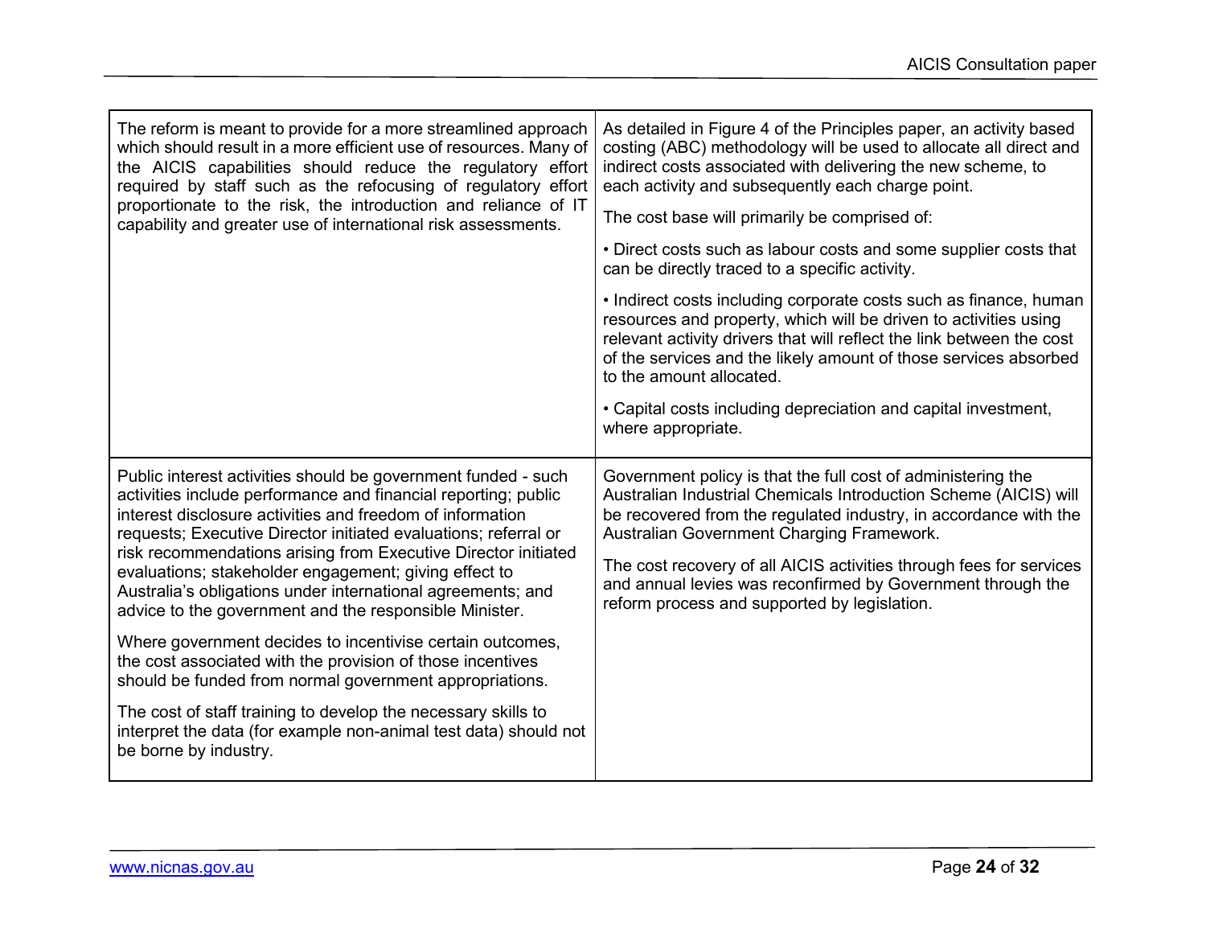| | |
|---|---|
| The reform is meant to provide for a more streamlined approach which should result in a more efficient use of resources. Many of the AICIS capabilities should reduce the regulatory effort required by staff such as the refocusing of regulatory effort proportionate to the risk, the introduction and reliance of IT capability and greater use of international risk assessments. | As detailed in Figure 4 of the Principles paper, an activity based costing (ABC) methodology will be used to allocate all direct and indirect costs associated with delivering the new scheme, to each activity and subsequently each charge point.<br><br>The cost base will primarily be comprised of:<br><br>• Direct costs such as labour costs and some supplier costs that can be directly traced to a specific activity.<br><br>• Indirect costs including corporate costs such as finance, human resources and property, which will be driven to activities using relevant activity drivers that will reflect the link between the cost of the services and the likely amount of those services absorbed to the amount allocated.<br><br>• Capital costs including depreciation and capital investment, where appropriate. |
| Public interest activities should be government funded - such activities include performance and financial reporting; public interest disclosure activities and freedom of information requests; Executive Director initiated evaluations; referral or risk recommendations arising from Executive Director initiated evaluations; stakeholder engagement; giving effect to Australia's obligations under international agreements; and advice to the government and the responsible Minister.<br><br>Where government decides to incentivise certain outcomes, the cost associated with the provision of those incentives should be funded from normal government appropriations.<br><br>The cost of staff training to develop the necessary skills to interpret the data (for example non-animal test data) should not be borne by industry. | Government policy is that the full cost of administering the Australian Industrial Chemicals Introduction Scheme (AICIS) will be recovered from the regulated industry, in accordance with the Australian Government Charging Framework.<br><br>The cost recovery of all AICIS activities through fees for services and annual levies was reconfirmed by Government through the reform process and supported by legislation. |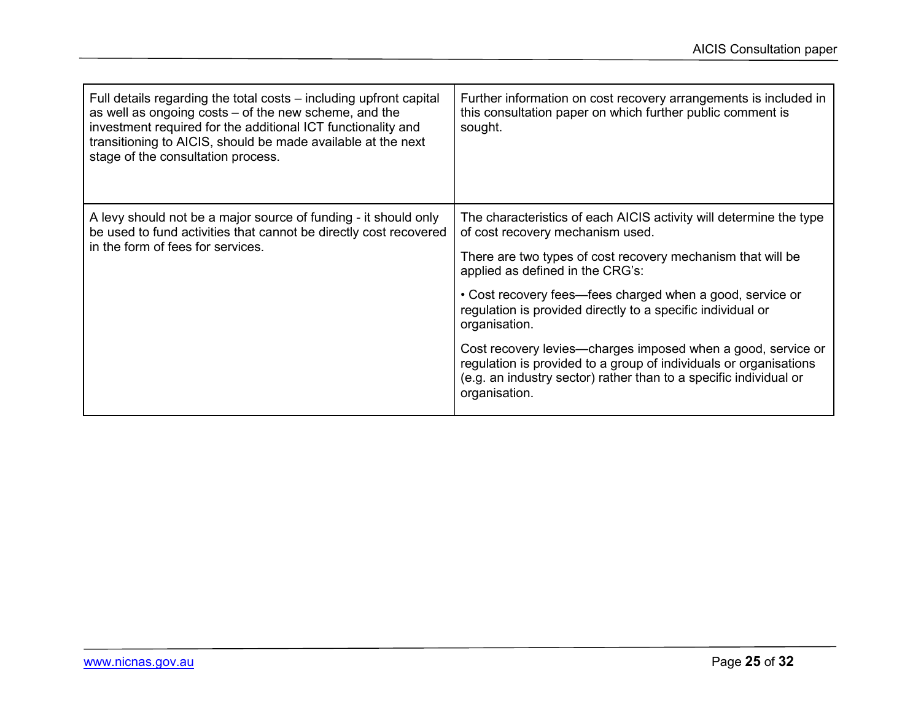| | |
|---|---|
| Full details regarding the total costs – including upfront capital as well as ongoing costs – of the new scheme, and the investment required for the additional ICT functionality and transitioning to AICIS, should be made available at the next stage of the consultation process. | Further information on cost recovery arrangements is included in this consultation paper on which further public comment is sought. |
| A levy should not be a major source of funding - it should only be used to fund activities that cannot be directly cost recovered in the form of fees for services. | The characteristics of each AICIS activity will determine the type of cost recovery mechanism used.<br><br>There are two types of cost recovery mechanism that will be applied as defined in the CRG's:<br><br>• Cost recovery fees—fees charged when a good, service or regulation is provided directly to a specific individual or organisation.<br><br>Cost recovery levies—charges imposed when a good, service or regulation is provided to a group of individuals or organisations (e.g. an industry sector) rather than to a specific individual or organisation. |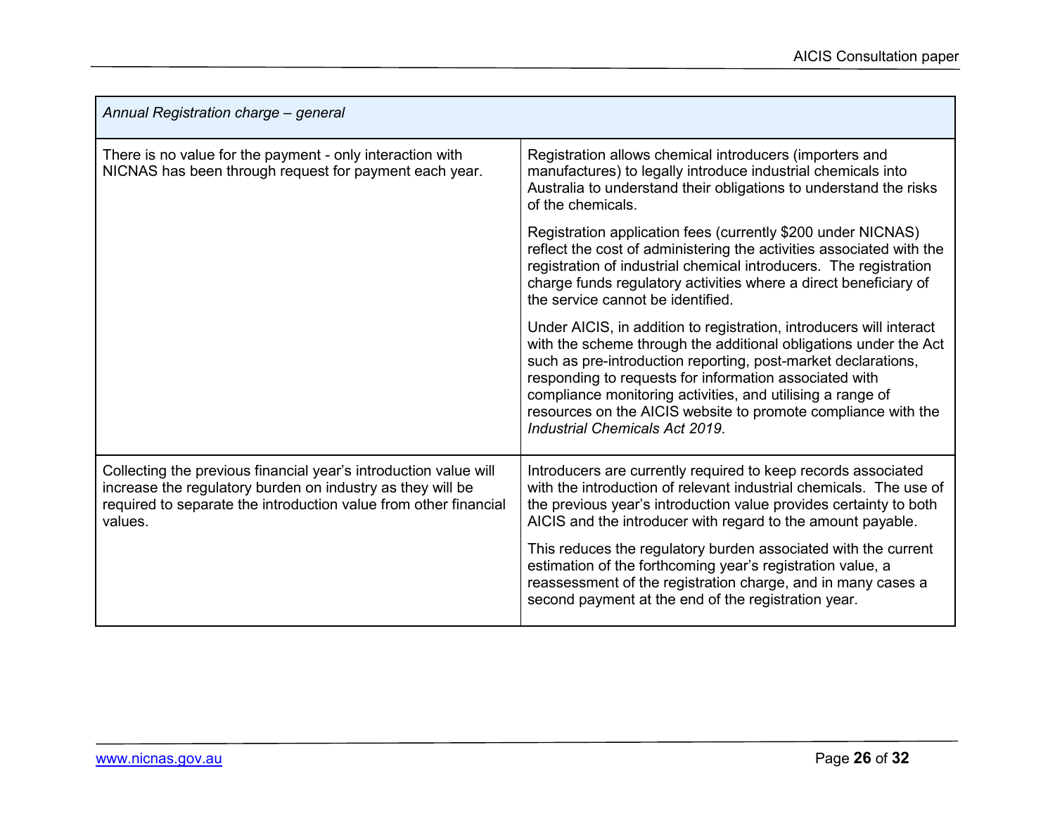| *Annual Registration charge – general* | |
|---|---|
| There is no value for the payment - only interaction with NICNAS has been through request for payment each year. | Registration allows chemical introducers (importers and manufactures) to legally introduce industrial chemicals into Australia to understand their obligations to understand the risks of the chemicals.<br><br>Registration application fees (currently $200 under NICNAS) reflect the cost of administering the activities associated with the registration of industrial chemical introducers. The registration charge funds regulatory activities where a direct beneficiary of the service cannot be identified.<br><br>Under AICIS, in addition to registration, introducers will interact with the scheme through the additional obligations under the Act such as pre-introduction reporting, post-market declarations, responding to requests for information associated with compliance monitoring activities, and utilising a range of resources on the AICIS website to promote compliance with the *Industrial Chemicals Act 2019*. |
| Collecting the previous financial year's introduction value will increase the regulatory burden on industry as they will be required to separate the introduction value from other financial values. | Introducers are currently required to keep records associated with the introduction of relevant industrial chemicals. The use of the previous year's introduction value provides certainty to both AICIS and the introducer with regard to the amount payable.<br><br>This reduces the regulatory burden associated with the current estimation of the forthcoming year's registration value, a reassessment of the registration charge, and in many cases a second payment at the end of the registration year. |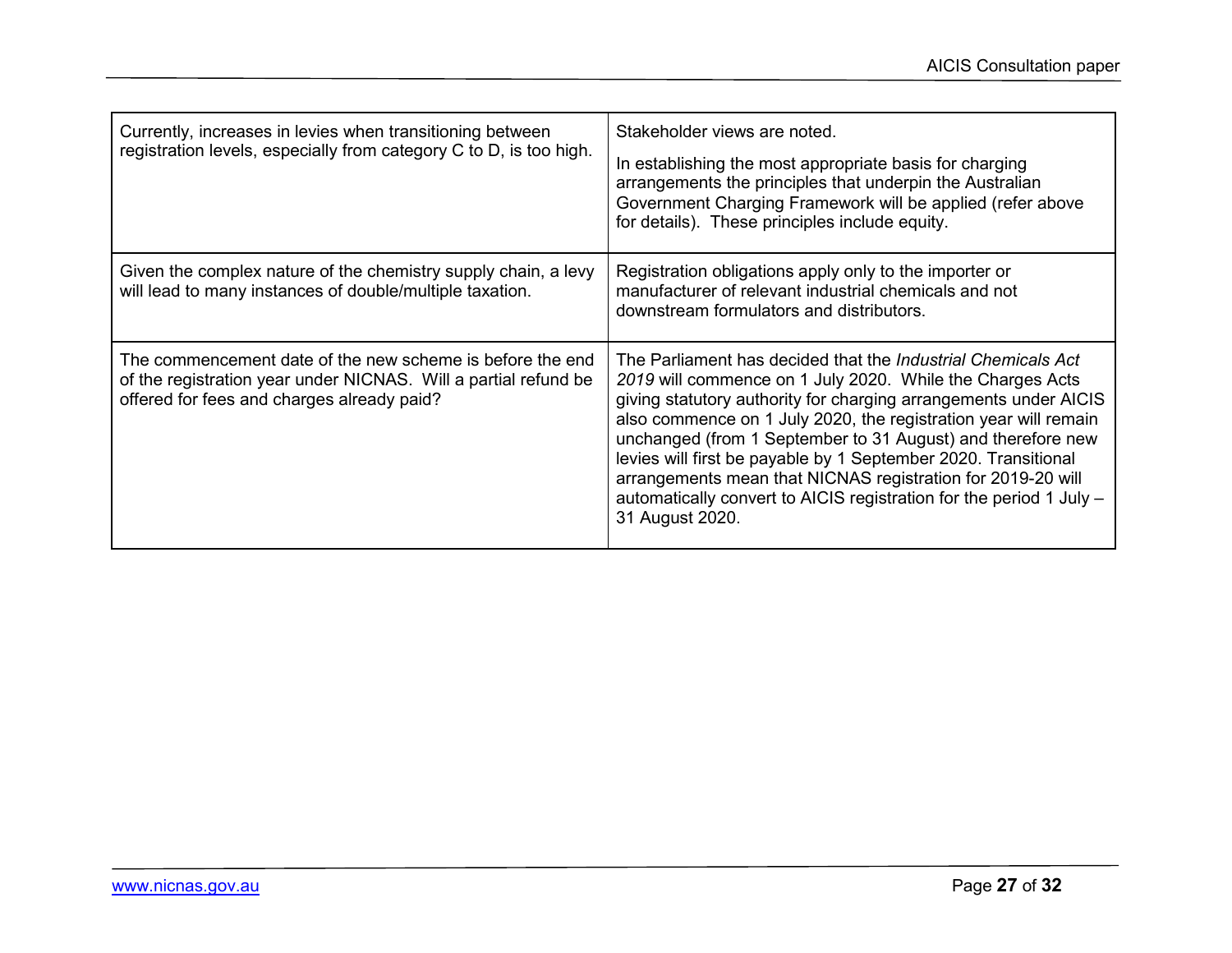| | |
|---|---|
| Currently, increases in levies when transitioning between registration levels, especially from category C to D, is too high. | Stakeholder views are noted.<br><br>In establishing the most appropriate basis for charging arrangements the principles that underpin the Australian Government Charging Framework will be applied (refer above for details). These principles include equity. |
| Given the complex nature of the chemistry supply chain, a levy will lead to many instances of double/multiple taxation. | Registration obligations apply only to the importer or manufacturer of relevant industrial chemicals and not downstream formulators and distributors. |
| The commencement date of the new scheme is before the end of the registration year under NICNAS. Will a partial refund be offered for fees and charges already paid? | The Parliament has decided that the *Industrial Chemicals Act 2019* will commence on 1 July 2020. While the Charges Acts giving statutory authority for charging arrangements under AICIS also commence on 1 July 2020, the registration year will remain unchanged (from 1 September to 31 August) and therefore new levies will first be payable by 1 September 2020. Transitional arrangements mean that NICNAS registration for 2019-20 will automatically convert to AICIS registration for the period 1 July – 31 August 2020. |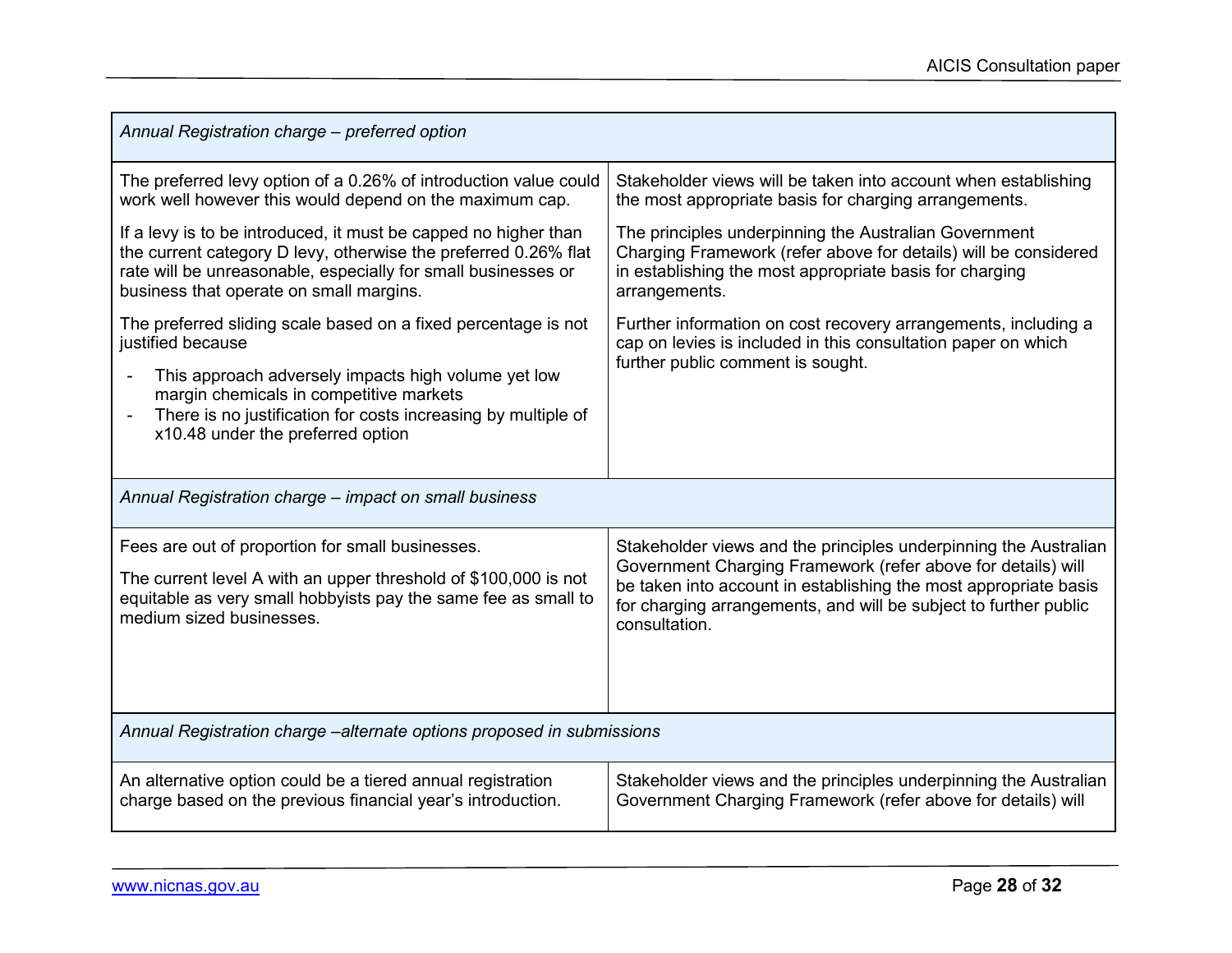| *Annual Registration charge – preferred option* | |
|---|---|
| The preferred levy option of a 0.26% of introduction value could work well however this would depend on the maximum cap.<br><br>If a levy is to be introduced, it must be capped no higher than the current category D levy, otherwise the preferred 0.26% flat rate will be unreasonable, especially for small businesses or business that operate on small margins.<br><br>The preferred sliding scale based on a fixed percentage is not justified because<br>- This approach adversely impacts high volume yet low margin chemicals in competitive markets<br>- There is no justification for costs increasing by multiple of x10.48 under the preferred option | Stakeholder views will be taken into account when establishing the most appropriate basis for charging arrangements.<br><br>The principles underpinning the Australian Government Charging Framework (refer above for details) will be considered in establishing the most appropriate basis for charging arrangements.<br><br>Further information on cost recovery arrangements, including a cap on levies is included in this consultation paper on which further public comment is sought. |
| *Annual Registration charge – impact on small business* | |
| Fees are out of proportion for small businesses.<br><br>The current level A with an upper threshold of $100,000 is not equitable as very small hobbyists pay the same fee as small to medium sized businesses. | Stakeholder views and the principles underpinning the Australian Government Charging Framework (refer above for details) will be taken into account in establishing the most appropriate basis for charging arrangements, and will be subject to further public consultation. |
| *Annual Registration charge –alternate options proposed in submissions* | |
| An alternative option could be a tiered annual registration charge based on the previous financial year's introduction. | Stakeholder views and the principles underpinning the Australian Government Charging Framework (refer above for details) will |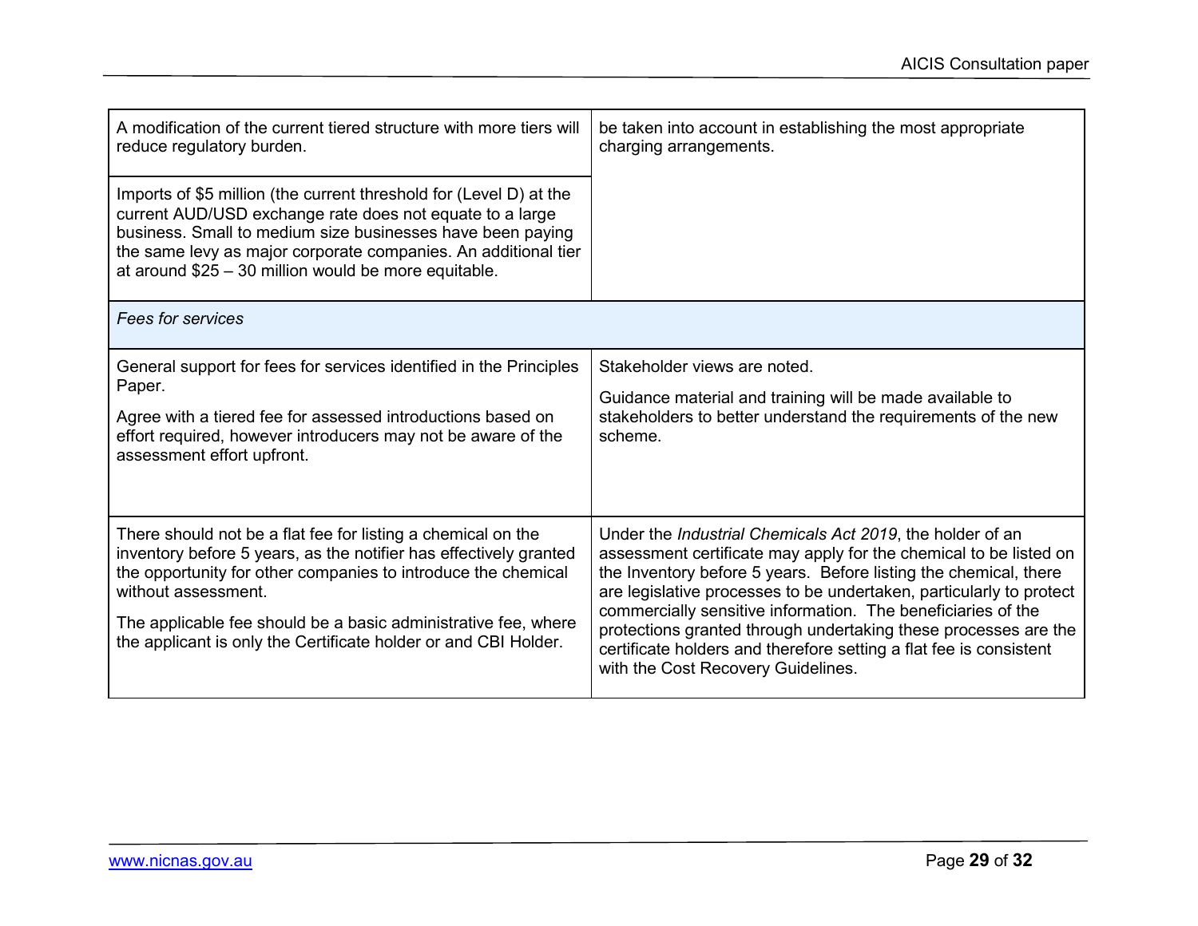| | |
|---|---|
| A modification of the current tiered structure with more tiers will reduce regulatory burden. | be taken into account in establishing the most appropriate charging arrangements. |
| Imports of $5 million (the current threshold for (Level D) at the current AUD/USD exchange rate does not equate to a large business. Small to medium size businesses have been paying the same levy as major corporate companies. An additional tier at around $25 – 30 million would be more equitable. | |
| *Fees for services* | |
| General support for fees for services identified in the Principles Paper.<br><br>Agree with a tiered fee for assessed introductions based on effort required, however introducers may not be aware of the assessment effort upfront. | Stakeholder views are noted.<br><br>Guidance material and training will be made available to stakeholders to better understand the requirements of the new scheme. |
| There should not be a flat fee for listing a chemical on the inventory before 5 years, as the notifier has effectively granted the opportunity for other companies to introduce the chemical without assessment.<br><br>The applicable fee should be a basic administrative fee, where the applicant is only the Certificate holder or and CBI Holder. | Under the *Industrial Chemicals Act 2019*, the holder of an assessment certificate may apply for the chemical to be listed on the Inventory before 5 years. Before listing the chemical, there are legislative processes to be undertaken, particularly to protect commercially sensitive information. The beneficiaries of the protections granted through undertaking these processes are the certificate holders and therefore setting a flat fee is consistent with the Cost Recovery Guidelines. |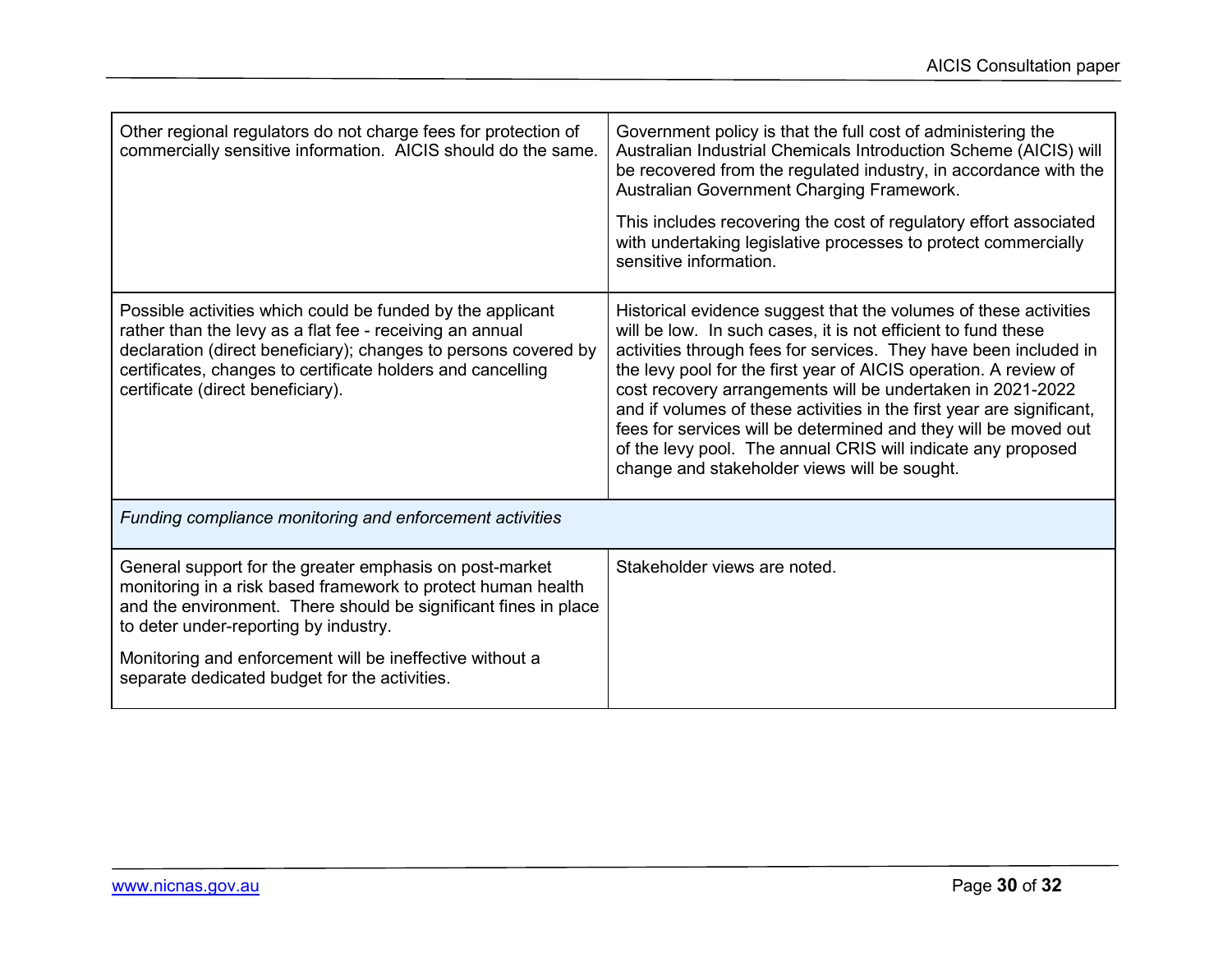| | |
|---|---|
| Other regional regulators do not charge fees for protection of commercially sensitive information. AICIS should do the same. | Government policy is that the full cost of administering the Australian Industrial Chemicals Introduction Scheme (AICIS) will be recovered from the regulated industry, in accordance with the Australian Government Charging Framework.<br><br>This includes recovering the cost of regulatory effort associated with undertaking legislative processes to protect commercially sensitive information. |
| Possible activities which could be funded by the applicant rather than the levy as a flat fee - receiving an annual declaration (direct beneficiary); changes to persons covered by certificates, changes to certificate holders and cancelling certificate (direct beneficiary). | Historical evidence suggest that the volumes of these activities will be low. In such cases, it is not efficient to fund these activities through fees for services. They have been included in the levy pool for the first year of AICIS operation. A review of cost recovery arrangements will be undertaken in 2021-2022 and if volumes of these activities in the first year are significant, fees for services will be determined and they will be moved out of the levy pool. The annual CRIS will indicate any proposed change and stakeholder views will be sought. |
| *Funding compliance monitoring and enforcement activities* | |
| General support for the greater emphasis on post-market monitoring in a risk based framework to protect human health and the environment. There should be significant fines in place to deter under-reporting by industry.<br><br>Monitoring and enforcement will be ineffective without a separate dedicated budget for the activities. | Stakeholder views are noted. |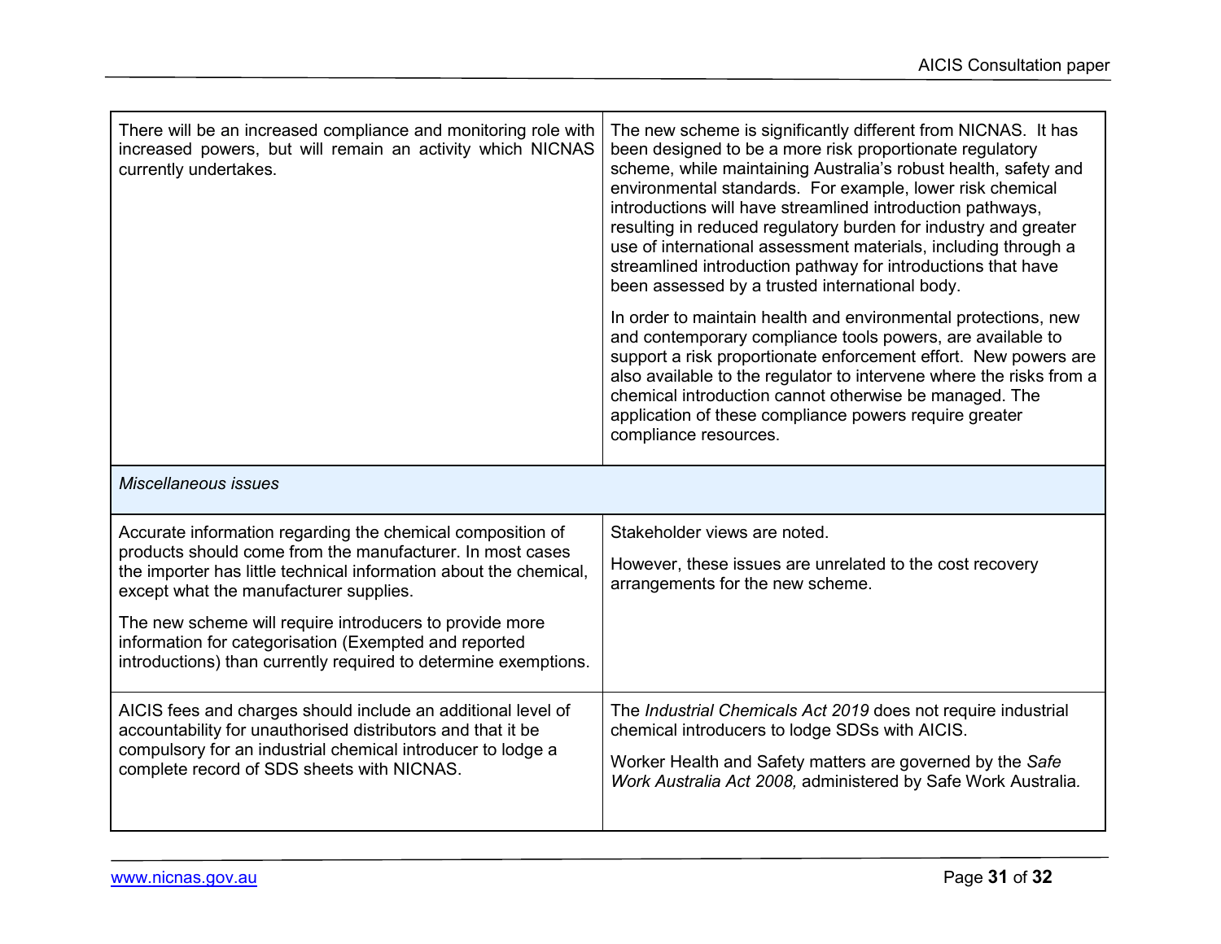| | |
|---|---|
| There will be an increased compliance and monitoring role with increased powers, but will remain an activity which NICNAS currently undertakes. | The new scheme is significantly different from NICNAS. It has been designed to be a more risk proportionate regulatory scheme, while maintaining Australia's robust health, safety and environmental standards. For example, lower risk chemical introductions will have streamlined introduction pathways, resulting in reduced regulatory burden for industry and greater use of international assessment materials, including through a streamlined introduction pathway for introductions that have been assessed by a trusted international body.<br><br>In order to maintain health and environmental protections, new and contemporary compliance tools powers, are available to support a risk proportionate enforcement effort. New powers are also available to the regulator to intervene where the risks from a chemical introduction cannot otherwise be managed. The application of these compliance powers require greater compliance resources. |
| *Miscellaneous issues* | |
| Accurate information regarding the chemical composition of products should come from the manufacturer. In most cases the importer has little technical information about the chemical, except what the manufacturer supplies.<br><br>The new scheme will require introducers to provide more information for categorisation (Exempted and reported introductions) than currently required to determine exemptions. | Stakeholder views are noted.<br><br>However, these issues are unrelated to the cost recovery arrangements for the new scheme. |
| AICIS fees and charges should include an additional level of accountability for unauthorised distributors and that it be compulsory for an industrial chemical introducer to lodge a complete record of SDS sheets with NICNAS. | The *Industrial Chemicals Act 2019* does not require industrial chemical introducers to lodge SDSs with AICIS.<br><br>Worker Health and Safety matters are governed by the *Safe Work Australia Act 2008,* administered by Safe Work Australia. |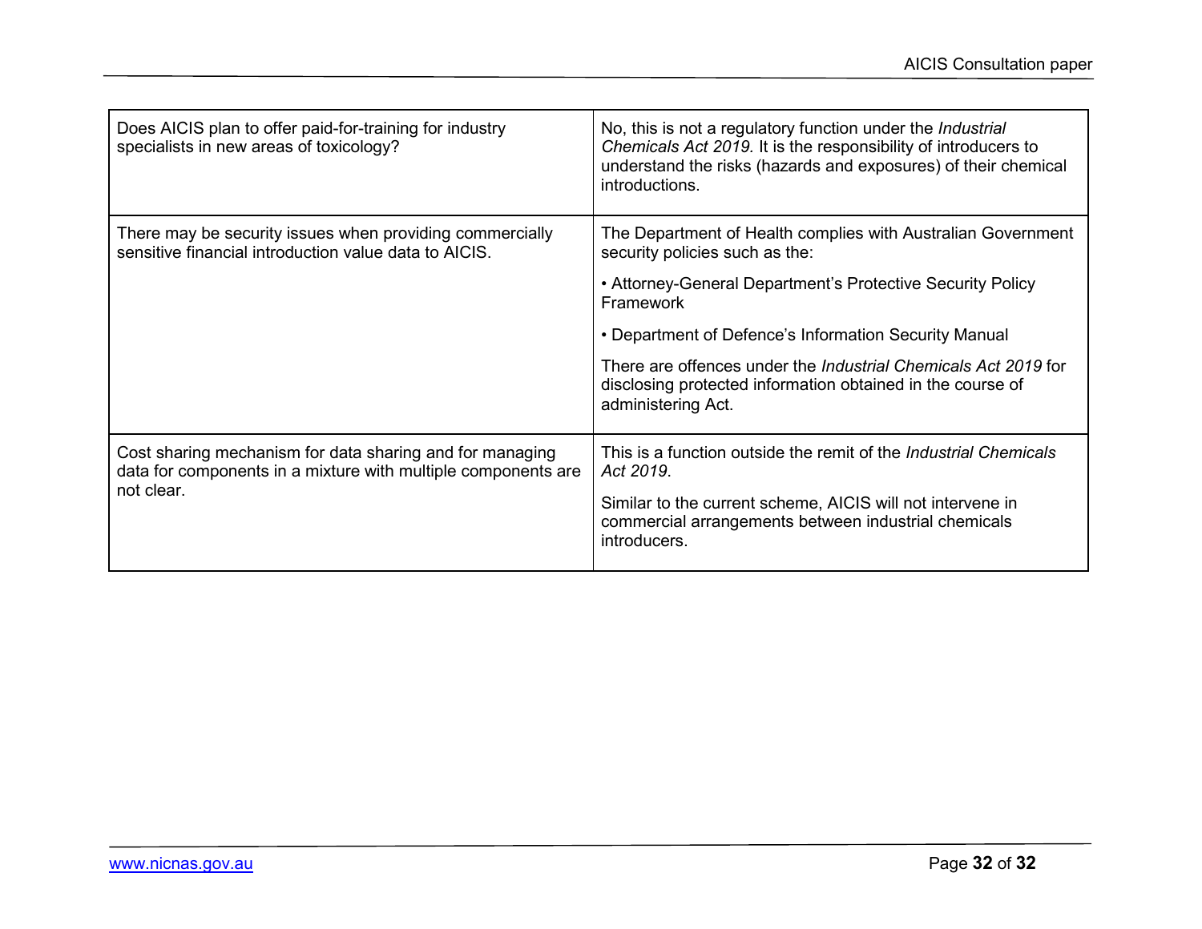| | |
|---|---|
| Does AICIS plan to offer paid-for-training for industry specialists in new areas of toxicology? | No, this is not a regulatory function under the *Industrial Chemicals Act 2019.* It is the responsibility of introducers to understand the risks (hazards and exposures) of their chemical introductions. |
| There may be security issues when providing commercially sensitive financial introduction value data to AICIS. | The Department of Health complies with Australian Government security policies such as the:<br><br>• Attorney-General Department's Protective Security Policy Framework<br><br>• Department of Defence's Information Security Manual<br><br>There are offences under the *Industrial Chemicals Act 2019* for disclosing protected information obtained in the course of administering Act. |
| Cost sharing mechanism for data sharing and for managing data for components in a mixture with multiple components are not clear. | This is a function outside the remit of the *Industrial Chemicals Act 2019*.<br><br>Similar to the current scheme, AICIS will not intervene in commercial arrangements between industrial chemicals introducers. |